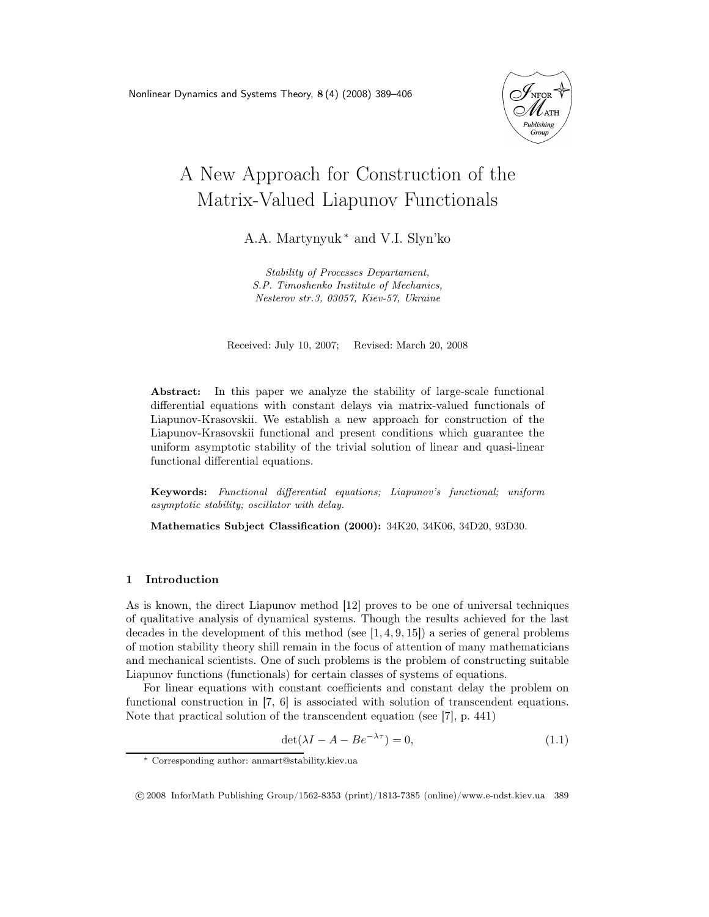# A New Approach for Construction of the Matrix-Valued Liapunov Functionals

A.A. Martynyuk * and V.I. Slyn'ko

*Stability of Processes Departament,*
*S.P. Timoshenko Institute of Mechanics,*
*Nesterov str.3, 03057, Kiev-57, Ukraine*

Received: July 10, 2007; Revised: March 20, 2008

**Abstract:** In this paper we analyze the stability of large-scale functional differential equations with constant delays via matrix-valued functionals of Liapunov-Krasovskii. We establish a new approach for construction of the Liapunov-Krasovskii functional and present conditions which guarantee the uniform asymptotic stability of the trivial solution of linear and quasi-linear functional differential equations.

**Keywords:** *Functional differential equations; Liapunov's functional; uniform asymptotic stability; oscillator with delay.*

**Mathematics Subject Classification (2000):** 34K20, 34K06, 34D20, 93D30.

## 1 Introduction

As is known, the direct Liapunov method [12] proves to be one of universal techniques of qualitative analysis of dynamical systems. Though the results achieved for the last decades in the development of this method (see [1, 4, 9, 15]) a series of general problems of motion stability theory shill remain in the focus of attention of many mathematicians and mechanical scientists. One of such problems is the problem of constructing suitable Liapunov functions (functionals) for certain classes of systems of equations.

For linear equations with constant coefficients and constant delay the problem on functional construction in [7, 6] is associated with solution of transcendent equations. Note that practical solution of the transcendent equation (see [7], p. 441)

$$\det(\lambda I - A - Be^{-\lambda\tau}) = 0, \tag{1.1}$$

* Corresponding author: anmart@stability.kiev.ua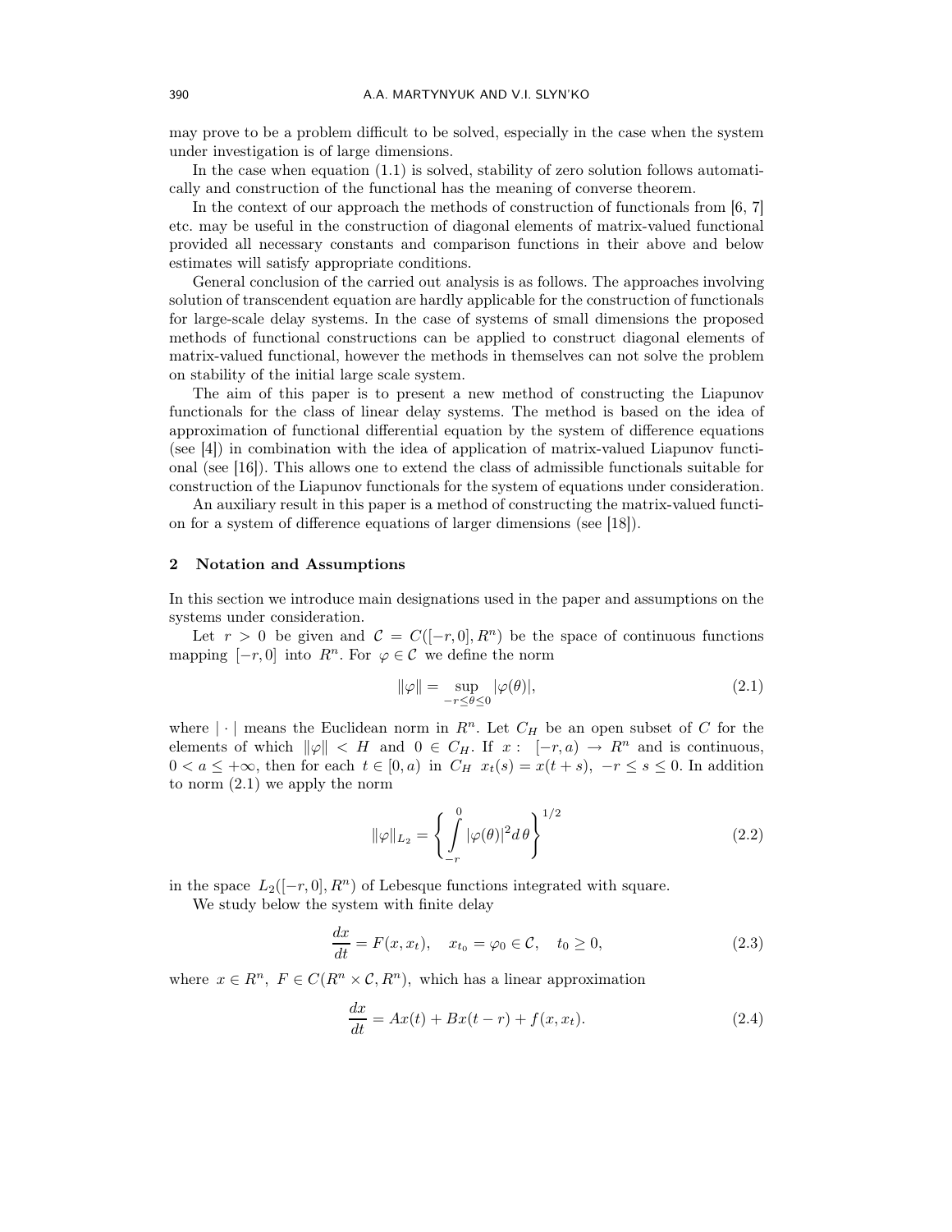may prove to be a problem difficult to be solved, especially in the case when the system under investigation is of large dimensions.

In the case when equation (1.1) is solved, stability of zero solution follows automatically and construction of the functional has the meaning of converse theorem.

In the context of our approach the methods of construction of functionals from [6, 7] etc. may be useful in the construction of diagonal elements of matrix-valued functional provided all necessary constants and comparison functions in their above and below estimates will satisfy appropriate conditions.

General conclusion of the carried out analysis is as follows. The approaches involving solution of transcendent equation are hardly applicable for the construction of functionals for large-scale delay systems. In the case of systems of small dimensions the proposed methods of functional constructions can be applied to construct diagonal elements of matrix-valued functional, however the methods in themselves can not solve the problem on stability of the initial large scale system.

The aim of this paper is to present a new method of constructing the Liapunov functionals for the class of linear delay systems. The method is based on the idea of approximation of functional differential equation by the system of difference equations (see [4]) in combination with the idea of application of matrix-valued Liapunov functional (see [16]). This allows one to extend the class of admissible functionals suitable for construction of the Liapunov functionals for the system of equations under consideration.

An auxiliary result in this paper is a method of constructing the matrix-valued function for a system of difference equations of larger dimensions (see [18]).

## 2 Notation and Assumptions

In this section we introduce main designations used in the paper and assumptions on the systems under consideration.

Let $r > 0$ be given and $\mathcal{C} = C([-r, 0], R^n)$ be the space of continuous functions mapping $[-r, 0]$ into $R^n$. For $\varphi \in \mathcal{C}$ we define the norm

$$\|\varphi\| = \sup_{-r \leq \theta \leq 0} |\varphi(\theta)|, \tag{2.1}$$

where $|\cdot|$ means the Euclidean norm in $R^n$. Let $C_H$ be an open subset of $C$ for the elements of which $\|\varphi\| < H$ and $0 \in C_H$. If $x\colon\ [-r, a) \to R^n$ and is continuous, $0 < a \leq +\infty$, then for each $t \in [0, a)$ in $C_H$ $x_t(s) = x(t + s)$, $-r \leq s \leq 0$. In addition to norm (2.1) we apply the norm

$$\|\varphi\|_{L_2} = \left\{ \int_{-r}^{0} |\varphi(\theta)|^2 d\,\theta \right\}^{1/2} \tag{2.2}$$

in the space $L_2([-r, 0], R^n)$ of Lebesque functions integrated with square.

We study below the system with finite delay

$$\frac{dx}{dt} = F(x, x_t), \quad x_{t_0} = \varphi_0 \in \mathcal{C}, \quad t_0 \geq 0, \tag{2.3}$$

where $x \in R^n$, $F \in C(R^n \times \mathcal{C}, R^n)$, which has a linear approximation

$$\frac{dx}{dt} = Ax(t) + Bx(t - r) + f(x, x_t). \tag{2.4}$$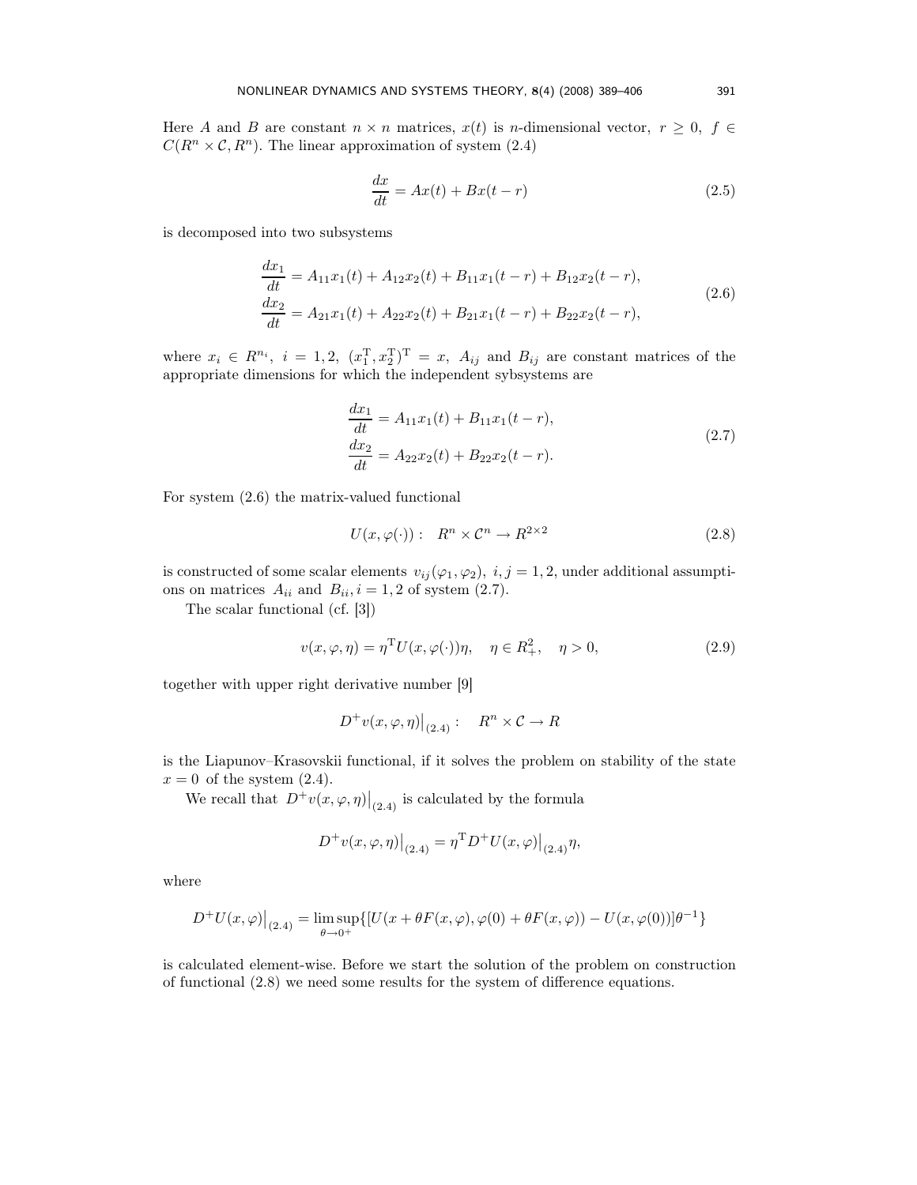Here $A$ and $B$ are constant $n \times n$ matrices, $x(t)$ is $n$-dimensional vector, $r \geq 0$, $f \in C(R^n \times \mathcal{C}, R^n)$. The linear approximation of system (2.4)

$$\frac{dx}{dt} = Ax(t) + Bx(t-r) \tag{2.5}$$

is decomposed into two subsystems

$$\begin{aligned}
\frac{dx_1}{dt} &= A_{11}x_1(t) + A_{12}x_2(t) + B_{11}x_1(t-r) + B_{12}x_2(t-r), \\
\frac{dx_2}{dt} &= A_{21}x_1(t) + A_{22}x_2(t) + B_{21}x_1(t-r) + B_{22}x_2(t-r),
\end{aligned} \tag{2.6}$$

where $x_i \in R^{n_i}$, $i = 1, 2$, $(x_1^{\mathrm{T}}, x_2^{\mathrm{T}})^{\mathrm{T}} = x$, $A_{ij}$ and $B_{ij}$ are constant matrices of the appropriate dimensions for which the independent sybsystems are

$$\begin{aligned}
\frac{dx_1}{dt} &= A_{11}x_1(t) + B_{11}x_1(t-r), \\
\frac{dx_2}{dt} &= A_{22}x_2(t) + B_{22}x_2(t-r).
\end{aligned} \tag{2.7}$$

For system (2.6) the matrix-valued functional

$$U(x, \varphi(\cdot)) : \quad R^n \times \mathcal{C}^n \to R^{2\times 2} \tag{2.8}$$

is constructed of some scalar elements $v_{ij}(\varphi_1, \varphi_2)$, $i, j = 1, 2$, under additional assumptions on matrices $A_{ii}$ and $B_{ii}$, $i = 1, 2$ of system (2.7).

The scalar functional (cf. [3])

$$v(x, \varphi, \eta) = \eta^{\mathrm{T}} U(x, \varphi(\cdot))\eta, \quad \eta \in R^2_+, \quad \eta > 0, \tag{2.9}$$

together with upper right derivative number [9]

$$D^+ v(x, \varphi, \eta)\big|_{(2.4)} : \quad R^n \times \mathcal{C} \to R$$

is the Liapunov–Krasovskii functional, if it solves the problem on stability of the state $x = 0$ of the system (2.4).

We recall that $D^+ v(x, \varphi, \eta)\big|_{(2.4)}$ is calculated by the formula

$$D^+ v(x, \varphi, \eta)\big|_{(2.4)} = \eta^{\mathrm{T}} D^+ U(x, \varphi)\big|_{(2.4)}\eta,$$

where

$$D^+ U(x, \varphi)\big|_{(2.4)} = \limsup_{\theta \to 0^+} \{[U(x + \theta F(x, \varphi), \varphi(0) + \theta F(x, \varphi)) - U(x, \varphi(0))]\theta^{-1}\}$$

is calculated element-wise. Before we start the solution of the problem on construction of functional (2.8) we need some results for the system of difference equations.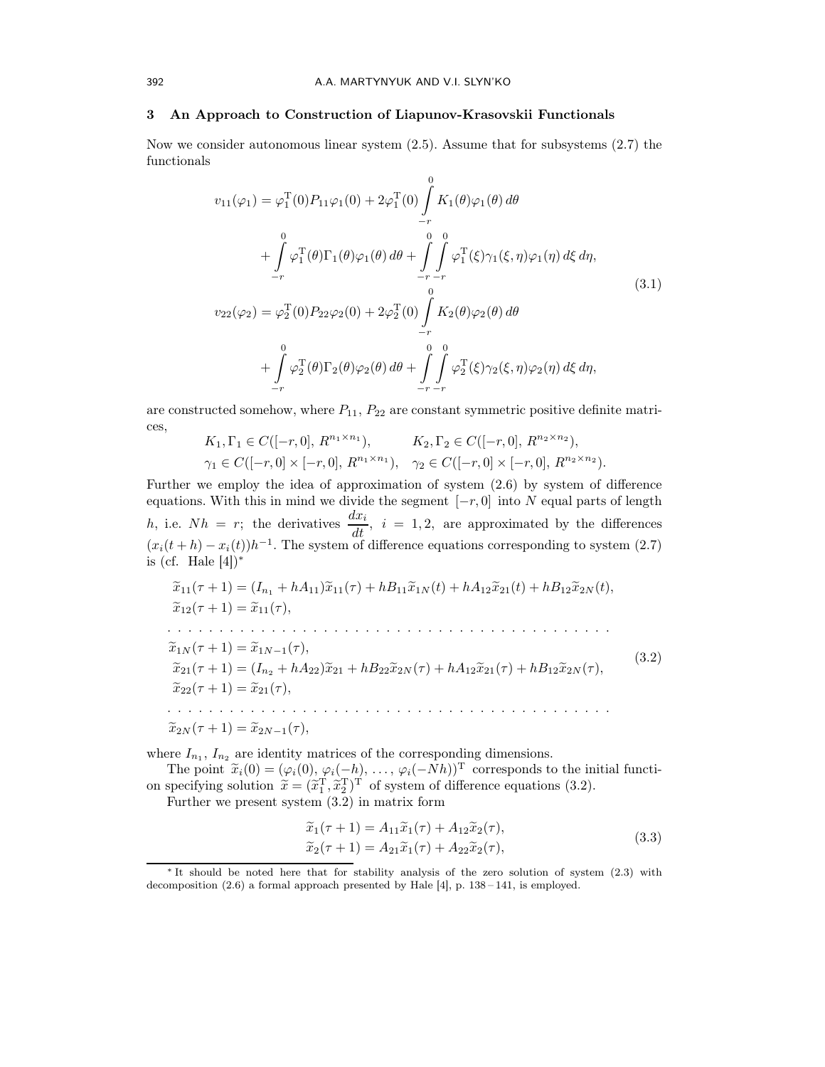## 3 An Approach to Construction of Liapunov-Krasovskii Functionals

Now we consider autonomous linear system (2.5). Assume that for subsystems (2.7) the functionals

$$
\begin{aligned}
v_{11}(\varphi_1) &= \varphi_1^{\mathrm T}(0)P_{11}\varphi_1(0) + 2\varphi_1^{\mathrm T}(0)\int\limits_{-r}^{0} K_1(\theta)\varphi_1(\theta)\,d\theta \\
&\quad + \int\limits_{-r}^{0} \varphi_1^{\mathrm T}(\theta)\Gamma_1(\theta)\varphi_1(\theta)\,d\theta + \int\limits_{-r}^{0}\int\limits_{-r}^{0} \varphi_1^{\mathrm T}(\xi)\gamma_1(\xi,\eta)\varphi_1(\eta)\,d\xi\,d\eta, \\
v_{22}(\varphi_2) &= \varphi_2^{\mathrm T}(0)P_{22}\varphi_2(0) + 2\varphi_2^{\mathrm T}(0)\int\limits_{-r}^{0} K_2(\theta)\varphi_2(\theta)\,d\theta \\
&\quad + \int\limits_{-r}^{0} \varphi_2^{\mathrm T}(\theta)\Gamma_2(\theta)\varphi_2(\theta)\,d\theta + \int\limits_{-r}^{0}\int\limits_{-r}^{0} \varphi_2^{\mathrm T}(\xi)\gamma_2(\xi,\eta)\varphi_2(\eta)\,d\xi\,d\eta,
\end{aligned}
\tag{3.1}
$$

are constructed somehow, where $P_{11}$, $P_{22}$ are constant symmetric positive definite matrices,

$$
\begin{aligned}
&K_1,\Gamma_1 \in C([-r,0],\, R^{n_1\times n_1}), \qquad K_2,\Gamma_2 \in C([-r,0],\, R^{n_2\times n_2}),\\
&\gamma_1 \in C([-r,0]\times[-r,0],\, R^{n_1\times n_1}), \quad \gamma_2 \in C([-r,0]\times[-r,0],\, R^{n_2\times n_2}).
\end{aligned}
$$

Further we employ the idea of approximation of system (2.6) by system of difference equations. With this in mind we divide the segment $[-r,0]$ into $N$ equal parts of length $h$, i.e. $Nh = r$; the derivatives $\dfrac{dx_i}{dt}$, $i = 1,2$, are approximated by the differences $(x_i(t+h) - x_i(t))h^{-1}$. The system of difference equations corresponding to system (2.7) is (cf. Hale [4])*

$$
\begin{aligned}
&\widetilde{x}_{11}(\tau+1) = (I_{n_1} + hA_{11})\widetilde{x}_{11}(\tau) + hB_{11}\widetilde{x}_{1N}(t) + hA_{12}\widetilde{x}_{21}(t) + hB_{12}\widetilde{x}_{2N}(t),\\
&\widetilde{x}_{12}(\tau+1) = \widetilde{x}_{11}(\tau),\\
&\dots\dots\dots\dots\dots\dots\dots\dots\dots\dots\dots\dots\dots\dots\\
&\widetilde{x}_{1N}(\tau+1) = \widetilde{x}_{1N-1}(\tau),\\
&\widetilde{x}_{21}(\tau+1) = (I_{n_2} + hA_{22})\widetilde{x}_{21} + hB_{22}\widetilde{x}_{2N}(\tau) + hA_{12}\widetilde{x}_{21}(\tau) + hB_{12}\widetilde{x}_{2N}(\tau),\\
&\widetilde{x}_{22}(\tau+1) = \widetilde{x}_{21}(\tau),\\
&\dots\dots\dots\dots\dots\dots\dots\dots\dots\dots\dots\dots\dots\dots\\
&\widetilde{x}_{2N}(\tau+1) = \widetilde{x}_{2N-1}(\tau),
\end{aligned}
\tag{3.2}
$$

where $I_{n_1}$, $I_{n_2}$ are identity matrices of the corresponding dimensions.

The point $\widetilde{x}_i(0) = (\varphi_i(0), \varphi_i(-h), \dots, \varphi_i(-Nh))^{\mathrm T}$ corresponds to the initial function specifying solution $\widetilde{x} = (\widetilde{x}_1^{\mathrm T}, \widetilde{x}_2^{\mathrm T})^{\mathrm T}$ of system of difference equations (3.2).

Further we present system (3.2) in matrix form

$$
\begin{aligned}
\widetilde{x}_1(\tau+1) &= A_{11}\widetilde{x}_1(\tau) + A_{12}\widetilde{x}_2(\tau),\\
\widetilde{x}_2(\tau+1) &= A_{21}\widetilde{x}_1(\tau) + A_{22}\widetilde{x}_2(\tau),
\end{aligned}
\tag{3.3}
$$

---

* It should be noted here that for stability analysis of the zero solution of system (2.3) with decomposition (2.6) a formal approach presented by Hale [4], p. 138 – 141, is employed.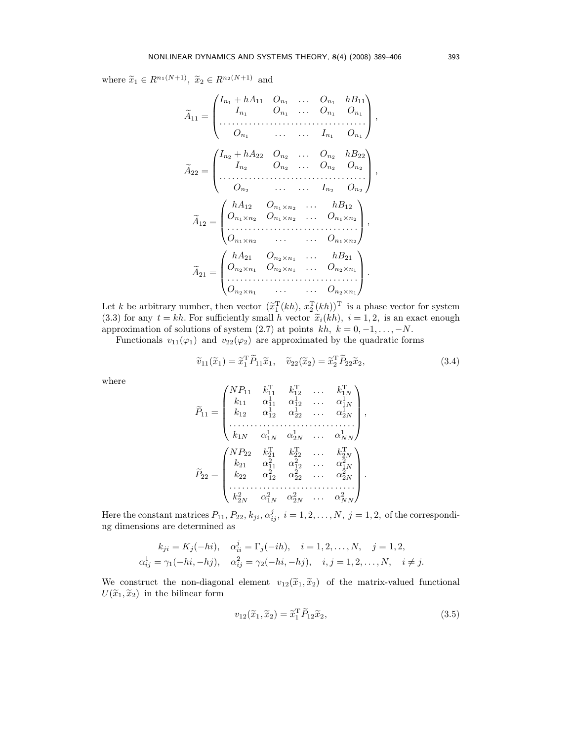where $\widetilde{x}_1 \in R^{n_1(N+1)}$, $\widetilde{x}_2 \in R^{n_2(N+1)}$ and

$$
\widetilde{A}_{11} = \begin{pmatrix} I_{n_1} + hA_{11} & O_{n_1} & \dots & O_{n_1} & hB_{11} \\ I_{n_1} & O_{n_1} & \dots & O_{n_1} & O_{n_1} \\ \dots & \dots & \dots & \dots & \dots \\ O_{n_1} & \dots & \dots & I_{n_1} & O_{n_1} \end{pmatrix},
$$

$$
\widetilde{A}_{22} = \begin{pmatrix} I_{n_2} + hA_{22} & O_{n_2} & \dots & O_{n_2} & hB_{22} \\ I_{n_2} & O_{n_2} & \dots & O_{n_2} & O_{n_2} \\ \dots & \dots & \dots & \dots & \dots \\ O_{n_2} & \dots & \dots & I_{n_2} & O_{n_2} \end{pmatrix},
$$

$$
\widetilde{A}_{12} = \begin{pmatrix} hA_{12} & O_{n_1 \times n_2} & \dots & hB_{12} \\ O_{n_1 \times n_2} & O_{n_1 \times n_2} & \dots & O_{n_1 \times n_2} \\ \dots & \dots & \dots & \dots \\ O_{n_1 \times n_2} & \dots & \dots & O_{n_1 \times n_2} \end{pmatrix},
$$

$$
\widetilde{A}_{21} = \begin{pmatrix} hA_{21} & O_{n_2 \times n_1} & \dots & hB_{21} \\ O_{n_2 \times n_1} & O_{n_2 \times n_1} & \dots & O_{n_2 \times n_1} \\ \dots & \dots & \dots & \dots \\ O_{n_2 \times n_1} & \dots & \dots & O_{n_2 \times n_1} \end{pmatrix}.
$$

Let $k$ be arbitrary number, then vector $(\widetilde{x}_1^{\mathrm{T}}(kh),\, x_2^{\mathrm{T}}(kh))^{\mathrm{T}}$ is a phase vector for system (3.3) for any $t = kh$. For sufficiently small $h$ vector $\widetilde{x}_i(kh)$, $i = 1, 2$, is an exact enough approximation of solutions of system (2.7) at points $kh$, $k = 0, -1, \dots, -N$.

Functionals $v_{11}(\varphi_1)$ and $v_{22}(\varphi_2)$ are approximated by the quadratic forms

$$
\widetilde{v}_{11}(\widetilde{x}_1) = \widetilde{x}_1^{\mathrm{T}} \widetilde{P}_{11} \widetilde{x}_1, \quad \widetilde{v}_{22}(\widetilde{x}_2) = \widetilde{x}_2^{\mathrm{T}} \widetilde{P}_{22} \widetilde{x}_2, \tag{3.4}
$$

where

$$
\widetilde{P}_{11} = \begin{pmatrix} NP_{11} & k_{11}^{\mathrm{T}} & k_{12}^{\mathrm{T}} & \dots & k_{1N}^{\mathrm{T}} \\ k_{11} & \alpha_{11}^1 & \alpha_{12}^1 & \dots & \alpha_{1N}^1 \\ k_{12} & \alpha_{12}^1 & \alpha_{22}^1 & \dots & \alpha_{2N}^1 \\ \dots & \dots & \dots & \dots & \dots \\ k_{1N} & \alpha_{1N}^1 & \alpha_{2N}^1 & \dots & \alpha_{NN}^1 \end{pmatrix},
$$

$$
\widetilde{P}_{22} = \begin{pmatrix} NP_{22} & k_{21}^{\mathrm{T}} & k_{22}^{\mathrm{T}} & \dots & k_{2N}^{\mathrm{T}} \\ k_{21} & \alpha_{11}^2 & \alpha_{12}^2 & \dots & \alpha_{1N}^2 \\ k_{22} & \alpha_{12}^2 & \alpha_{22}^2 & \dots & \alpha_{2N}^2 \\ \dots & \dots & \dots & \dots & \dots \\ k_{2N}^2 & \alpha_{1N}^2 & \alpha_{2N}^2 & \dots & \alpha_{NN}^2 \end{pmatrix}.
$$

Here the constant matrices $P_{11}, P_{22}, k_{ji}, \alpha_{ij}^j$, $i = 1, 2, \dots, N$, $j = 1, 2$, of the corresponding dimensions are determined as

$$
\begin{gathered}
k_{ji} = K_j(-hi), \quad \alpha_{ii}^j = \Gamma_j(-ih), \quad i = 1, 2, \dots, N, \quad j = 1, 2, \\
\alpha_{ij}^1 = \gamma_1(-hi, -hj), \quad \alpha_{ij}^2 = \gamma_2(-hi, -hj), \quad i, j = 1, 2, \dots, N, \quad i \neq j.
\end{gathered}
$$

We construct the non-diagonal element $v_{12}(\widetilde{x}_1, \widetilde{x}_2)$ of the matrix-valued functional $U(\widetilde{x}_1, \widetilde{x}_2)$ in the bilinear form

$$
v_{12}(\widetilde{x}_1, \widetilde{x}_2) = \widetilde{x}_1^{\mathrm{T}} \widetilde{P}_{12} \widetilde{x}_2, \tag{3.5}
$$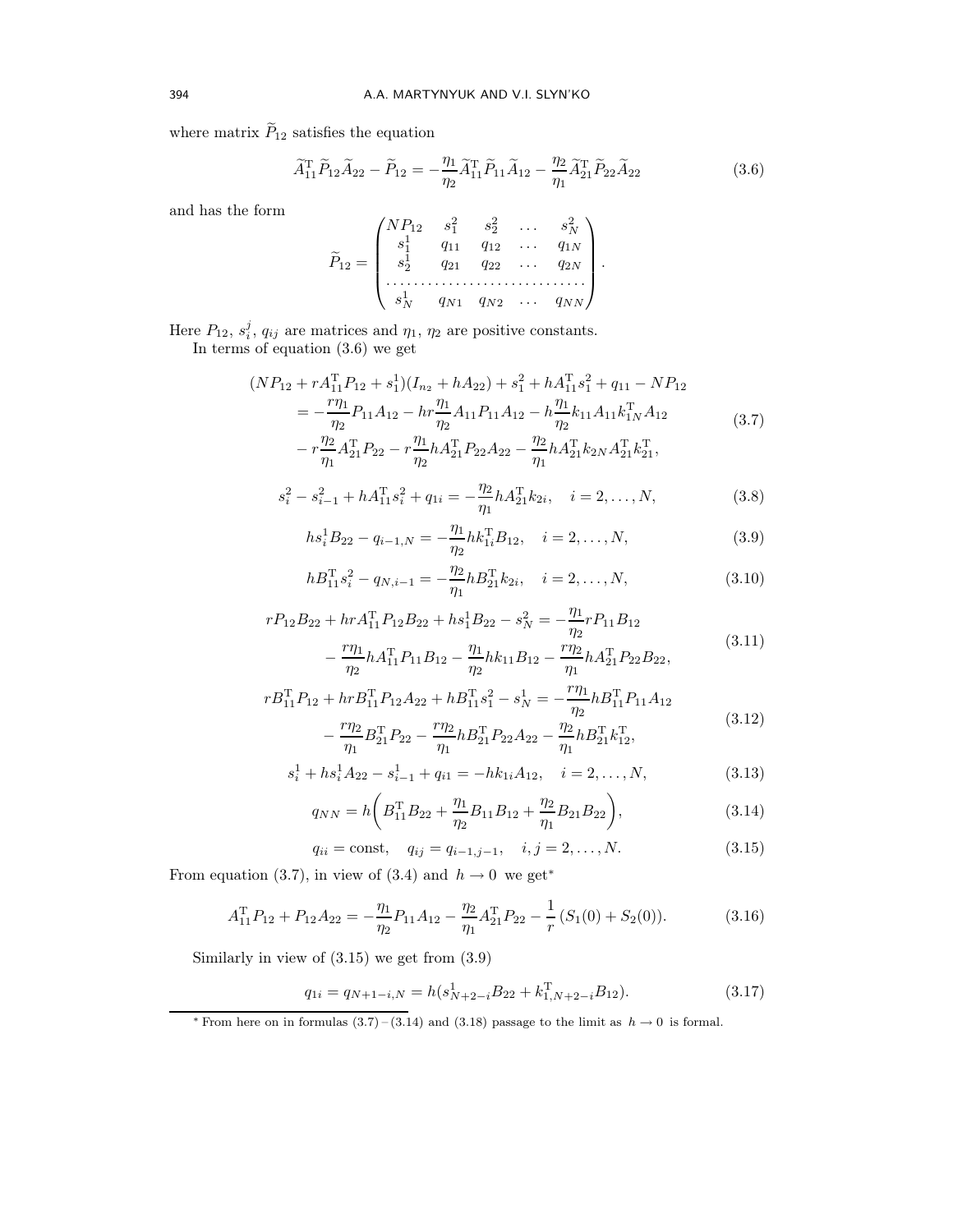where matrix $\widetilde{P}_{12}$ satisfies the equation

$$\widetilde{A}_{11}^{\mathrm{T}}\widetilde{P}_{12}\widetilde{A}_{22} - \widetilde{P}_{12} = -\frac{\eta_1}{\eta_2}\widetilde{A}_{11}^{\mathrm{T}}\widetilde{P}_{11}\widetilde{A}_{12} - \frac{\eta_2}{\eta_1}\widetilde{A}_{21}^{\mathrm{T}}\widetilde{P}_{22}\widetilde{A}_{22} \tag{3.6}$$

and has the form

$$\widetilde{P}_{12} = \begin{pmatrix} NP_{12} & s_1^2 & s_2^2 & \dots & s_N^2 \\ s_1^1 & q_{11} & q_{12} & \dots & q_{1N} \\ s_2^1 & q_{21} & q_{22} & \dots & q_{2N} \\ \dots & \dots & \dots & \dots & \dots \\ s_N^1 & q_{N1} & q_{N2} & \dots & q_{NN} \end{pmatrix}.$$

Here $P_{12}$, $s_i^j$, $q_{ij}$ are matrices and $\eta_1$, $\eta_2$ are positive constants.

In terms of equation (3.6) we get

$$\begin{aligned}(NP_{12} + rA_{11}^{\mathrm{T}}P_{12} + s_1^1)(I_{n_2} + hA_{22}) + s_1^2 + hA_{11}^{\mathrm{T}}s_1^2 + q_{11} - NP_{12} \\ = -\frac{r\eta_1}{\eta_2}P_{11}A_{12} - hr\frac{\eta_1}{\eta_2}A_{11}P_{11}A_{12} - h\frac{\eta_1}{\eta_2}k_{11}A_{11}k_{1N}^{\mathrm{T}}A_{12} \\ - r\frac{\eta_2}{\eta_1}A_{21}^{\mathrm{T}}P_{22} - r\frac{\eta_1}{\eta_2}hA_{21}^{\mathrm{T}}P_{22}A_{22} - \frac{\eta_2}{\eta_1}hA_{21}^{\mathrm{T}}k_{2N}A_{21}^{\mathrm{T}}k_{21}^{\mathrm{T}},\end{aligned} \tag{3.7}$$

$$s_i^2 - s_{i-1}^2 + hA_{11}^{\mathrm{T}}s_i^2 + q_{1i} = -\frac{\eta_2}{\eta_1}hA_{21}^{\mathrm{T}}k_{2i}, \quad i = 2, \dots, N, \tag{3.8}$$

$$hs_i^1B_{22} - q_{i-1,N} = -\frac{\eta_1}{\eta_2}hk_{1i}^{\mathrm{T}}B_{12}, \quad i = 2, \dots, N, \tag{3.9}$$

$$hB_{11}^{\mathrm{T}}s_i^2 - q_{N,i-1} = -\frac{\eta_2}{\eta_1}hB_{21}^{\mathrm{T}}k_{2i}, \quad i = 2, \dots, N, \tag{3.10}$$

$$\begin{aligned}rP_{12}B_{22} + hrA_{11}^{\mathrm{T}}P_{12}B_{22} + hs_1^1B_{22} - s_N^2 = -\frac{\eta_1}{\eta_2}rP_{11}B_{12} \\ - \frac{r\eta_1}{\eta_2}hA_{11}^{\mathrm{T}}P_{11}B_{12} - \frac{\eta_1}{\eta_2}hk_{11}B_{12} - \frac{r\eta_2}{\eta_1}hA_{21}^{\mathrm{T}}P_{22}B_{22},\end{aligned} \tag{3.11}$$

$$\begin{aligned}rB_{11}^{\mathrm{T}}P_{12} + hrB_{11}^{\mathrm{T}}P_{12}A_{22} + hB_{11}^{\mathrm{T}}s_1^2 - s_N^1 = -\frac{r\eta_1}{\eta_2}hB_{11}^{\mathrm{T}}P_{11}A_{12} \\ - \frac{r\eta_2}{\eta_1}B_{21}^{\mathrm{T}}P_{22} - \frac{r\eta_2}{\eta_1}hB_{21}^{\mathrm{T}}P_{22}A_{22} - \frac{\eta_2}{\eta_1}hB_{21}^{\mathrm{T}}k_{12}^{\mathrm{T}},\end{aligned} \tag{3.12}$$

$$s_i^1 + hs_i^1A_{22} - s_{i-1}^1 + q_{i1} = -hk_{1i}A_{12}, \quad i = 2, \dots, N, \tag{3.13}$$

$$q_{NN} = h\left(B_{11}^{\mathrm{T}}B_{22} + \frac{\eta_1}{\eta_2}B_{11}B_{12} + \frac{\eta_2}{\eta_1}B_{21}B_{22}\right), \tag{3.14}$$

$$q_{ii} = \mathrm{const}, \quad q_{ij} = q_{i-1,j-1}, \quad i, j = 2, \dots, N. \tag{3.15}$$

From equation (3.7), in view of (3.4) and $h \to 0$ we get*

$$A_{11}^{\mathrm{T}}P_{12} + P_{12}A_{22} = -\frac{\eta_1}{\eta_2}P_{11}A_{12} - \frac{\eta_2}{\eta_1}A_{21}^{\mathrm{T}}P_{22} - \frac{1}{r}\left(S_1(0) + S_2(0)\right). \tag{3.16}$$

Similarly in view of (3.15) we get from (3.9)

$$q_{1i} = q_{N+1-i,N} = h(s_{N+2-i}^1B_{22} + k_{1,N+2-i}^{\mathrm{T}}B_{12}). \tag{3.17}$$

---

* From here on in formulas (3.7) – (3.14) and (3.18) passage to the limit as $h \to 0$ is formal.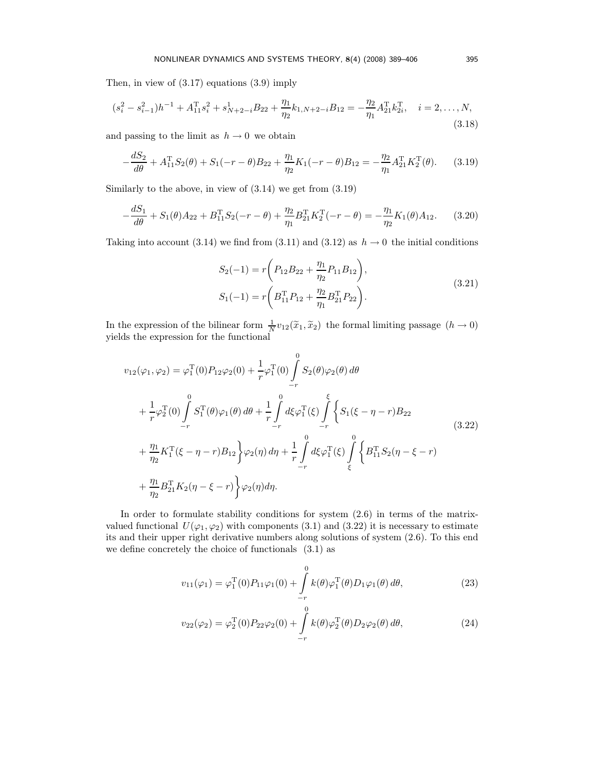Then, in view of (3.17) equations (3.9) imply

$$(s_i^2 - s_{i-1}^2)h^{-1} + A_{11}^{\mathrm{T}} s_i^2 + s_{N+2-i}^1 B_{22} + \frac{\eta_1}{\eta_2} k_{1,N+2-i} B_{12} = -\frac{\eta_2}{\eta_1} A_{21}^{\mathrm{T}} k_{2i}^{\mathrm{T}}, \quad i = 2, \dots, N, \tag{3.18}$$

and passing to the limit as $h \to 0$ we obtain

$$-\frac{dS_2}{d\theta} + A_{11}^{\mathrm{T}} S_2(\theta) + S_1(-r-\theta) B_{22} + \frac{\eta_1}{\eta_2} K_1(-r-\theta) B_{12} = -\frac{\eta_2}{\eta_1} A_{21}^{\mathrm{T}} K_2^{\mathrm{T}}(\theta). \tag{3.19}$$

Similarly to the above, in view of (3.14) we get from (3.19)

$$-\frac{dS_1}{d\theta} + S_1(\theta) A_{22} + B_{11}^{\mathrm{T}} S_2(-r-\theta) + \frac{\eta_2}{\eta_1} B_{21}^{\mathrm{T}} K_2^{\mathrm{T}}(-r-\theta) = -\frac{\eta_1}{\eta_2} K_1(\theta) A_{12}. \tag{3.20}$$

Taking into account (3.14) we find from (3.11) and (3.12) as $h \to 0$ the initial conditions

$$\begin{aligned} S_2(-1) &= r\left( P_{12} B_{22} + \frac{\eta_1}{\eta_2} P_{11} B_{12} \right), \\ S_1(-1) &= r\left( B_{11}^{\mathrm{T}} P_{12} + \frac{\eta_2}{\eta_1} B_{21}^{\mathrm{T}} P_{22} \right). \end{aligned} \tag{3.21}$$

In the expression of the bilinear form $\frac{1}{N} v_{12}(\widetilde{x}_1, \widetilde{x}_2)$ the formal limiting passage $(h \to 0)$ yields the expression for the functional

$$\begin{aligned} v_{12}(\varphi_1, \varphi_2) &= \varphi_1^{\mathrm{T}}(0) P_{12} \varphi_2(0) + \frac{1}{r} \varphi_1^{\mathrm{T}}(0) \int_{-r}^{0} S_2(\theta) \varphi_2(\theta)\, d\theta \\ &+ \frac{1}{r} \varphi_2^{\mathrm{T}}(0) \int_{-r}^{0} S_1^{\mathrm{T}}(\theta) \varphi_1(\theta)\, d\theta + \frac{1}{r} \int_{-r}^{0} d\xi\, \varphi_1^{\mathrm{T}}(\xi) \int_{-r}^{\xi} \Big\{ S_1(\xi - \eta - r) B_{22} \\ &+ \frac{\eta_1}{\eta_2} K_1^{\mathrm{T}}(\xi - \eta - r) B_{12} \Big\} \varphi_2(\eta)\, d\eta + \frac{1}{r} \int_{-r}^{0} d\xi\, \varphi_1^{\mathrm{T}}(\xi) \int_{\xi}^{0} \Big\{ B_{11}^{\mathrm{T}} S_2(\eta - \xi - r) \\ &+ \frac{\eta_1}{\eta_2} B_{21}^{\mathrm{T}} K_2(\eta - \xi - r) \Big\} \varphi_2(\eta) d\eta. \end{aligned} \tag{3.22}$$

In order to formulate stability conditions for system (2.6) in terms of the matrix-valued functional $U(\varphi_1, \varphi_2)$ with components (3.1) and (3.22) it is necessary to estimate its and their upper right derivative numbers along solutions of system (2.6). To this end we define concretely the choice of functionals (3.1) as

$$v_{11}(\varphi_1) = \varphi_1^{\mathrm{T}}(0) P_{11} \varphi_1(0) + \int_{-r}^{0} k(\theta) \varphi_1^{\mathrm{T}}(\theta) D_1 \varphi_1(\theta)\, d\theta, \tag{23}$$

$$v_{22}(\varphi_2) = \varphi_2^{\mathrm{T}}(0) P_{22} \varphi_2(0) + \int_{-r}^{0} k(\theta) \varphi_2^{\mathrm{T}}(\theta) D_2 \varphi_2(\theta)\, d\theta, \tag{24}$$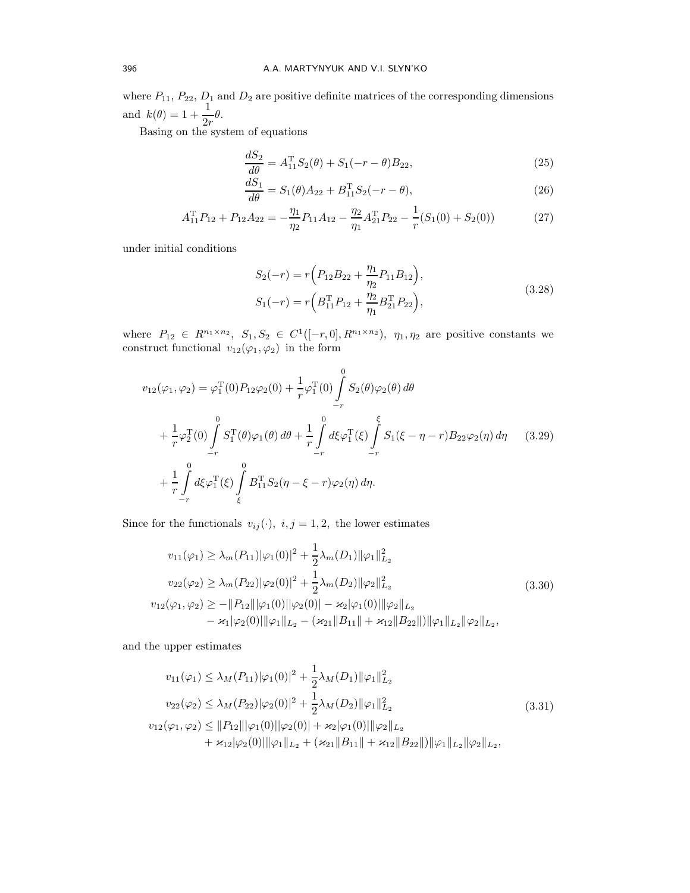where $P_{11}$, $P_{22}$, $D_1$ and $D_2$ are positive definite matrices of the corresponding dimensions and $k(\theta) = 1 + \dfrac{1}{2r}\theta$.

Basing on the system of equations

$$\frac{dS_2}{d\theta} = A_{11}^{\mathrm{T}} S_2(\theta) + S_1(-r-\theta)B_{22}, \tag{25}$$

$$\frac{dS_1}{d\theta} = S_1(\theta)A_{22} + B_{11}^{\mathrm{T}} S_2(-r-\theta), \tag{26}$$

$$A_{11}^{\mathrm{T}} P_{12} + P_{12}A_{22} = -\frac{\eta_1}{\eta_2}P_{11}A_{12} - \frac{\eta_2}{\eta_1}A_{21}^{\mathrm{T}} P_{22} - \frac{1}{r}(S_1(0) + S_2(0)) \tag{27}$$

under initial conditions

$$\begin{aligned} S_2(-r) &= r\Big(P_{12}B_{22} + \frac{\eta_1}{\eta_2}P_{11}B_{12}\Big), \\ S_1(-r) &= r\Big(B_{11}^{\mathrm{T}} P_{12} + \frac{\eta_2}{\eta_1}B_{21}^{\mathrm{T}} P_{22}\Big), \end{aligned} \tag{3.28}$$

where $P_{12} \in R^{n_1\times n_2}$, $S_1, S_2 \in C^1([-r,0], R^{n_1\times n_2})$, $\eta_1, \eta_2$ are positive constants we construct functional $v_{12}(\varphi_1, \varphi_2)$ in the form

$$\begin{aligned} v_{12}(\varphi_1,\varphi_2) &= \varphi_1^{\mathrm{T}}(0)P_{12}\varphi_2(0) + \frac{1}{r}\varphi_1^{\mathrm{T}}(0)\int\limits_{-r}^{0} S_2(\theta)\varphi_2(\theta)\,d\theta \\ &+ \frac{1}{r}\varphi_2^{\mathrm{T}}(0)\int\limits_{-r}^{0} S_1^{\mathrm{T}}(\theta)\varphi_1(\theta)\,d\theta + \frac{1}{r}\int\limits_{-r}^{0} d\xi\varphi_1^{\mathrm{T}}(\xi)\int\limits_{-r}^{\xi} S_1(\xi-\eta-r)B_{22}\varphi_2(\eta)\,d\eta \\ &+ \frac{1}{r}\int\limits_{-r}^{0} d\xi\varphi_1^{\mathrm{T}}(\xi)\int\limits_{\xi}^{0} B_{11}^{\mathrm{T}} S_2(\eta-\xi-r)\varphi_2(\eta)\,d\eta. \end{aligned} \tag{3.29}$$

Since for the functionals $v_{ij}(\cdot)$, $i,j = 1,2$, the lower estimates

$$\begin{aligned} v_{11}(\varphi_1) &\geq \lambda_m(P_{11})|\varphi_1(0)|^2 + \frac{1}{2}\lambda_m(D_1)\|\varphi_1\|_{L_2}^2 \\ v_{22}(\varphi_2) &\geq \lambda_m(P_{22})|\varphi_2(0)|^2 + \frac{1}{2}\lambda_m(D_2)\|\varphi_2\|_{L_2}^2 \\ v_{12}(\varphi_1,\varphi_2) &\geq -\|P_{12}\||\varphi_1(0)||\varphi_2(0)| - \varkappa_2|\varphi_1(0)|\|\varphi_2\|_{L_2} \\ &\quad - \varkappa_1|\varphi_2(0)|\|\varphi_1\|_{L_2} - (\varkappa_{21}\|B_{11}\| + \varkappa_{12}\|B_{22}\|)\|\varphi_1\|_{L_2}\|\varphi_2\|_{L_2}, \end{aligned} \tag{3.30}$$

and the upper estimates

$$\begin{aligned} v_{11}(\varphi_1) &\leq \lambda_M(P_{11})|\varphi_1(0)|^2 + \frac{1}{2}\lambda_M(D_1)\|\varphi_1\|_{L_2}^2 \\ v_{22}(\varphi_2) &\leq \lambda_M(P_{22})|\varphi_2(0)|^2 + \frac{1}{2}\lambda_M(D_2)\|\varphi_1\|_{L_2}^2 \\ v_{12}(\varphi_1,\varphi_2) &\leq \|P_{12}\||\varphi_1(0)||\varphi_2(0)| + \varkappa_2|\varphi_1(0)|\|\varphi_2\|_{L_2} \\ &\quad + \varkappa_{12}|\varphi_2(0)|\|\varphi_1\|_{L_2} + (\varkappa_{21}\|B_{11}\| + \varkappa_{12}\|B_{22}\|)\|\varphi_1\|_{L_2}\|\varphi_2\|_{L_2}, \end{aligned} \tag{3.31}$$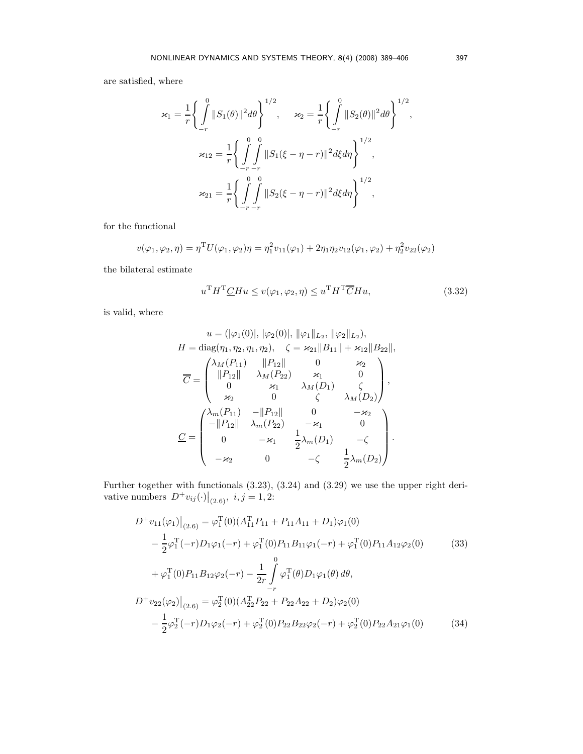are satisfied, where

$$\varkappa_1 = \frac{1}{r}\left\{ \int_{-r}^{0} \|S_1(\theta)\|^2 d\theta \right\}^{1/2}, \quad \varkappa_2 = \frac{1}{r}\left\{ \int_{-r}^{0} \|S_2(\theta)\|^2 d\theta \right\}^{1/2},$$

$$\varkappa_{12} = \frac{1}{r}\left\{ \int_{-r}^{0}\int_{-r}^{0} \|S_1(\xi-\eta-r)\|^2 d\xi d\eta \right\}^{1/2},$$

$$\varkappa_{21} = \frac{1}{r}\left\{ \int_{-r}^{0}\int_{-r}^{0} \|S_2(\xi-\eta-r)\|^2 d\xi d\eta \right\}^{1/2},$$

for the functional

$$v(\varphi_1,\varphi_2,\eta) = \eta^{\mathrm T} U(\varphi_1,\varphi_2)\eta = \eta_1^2 v_{11}(\varphi_1) + 2\eta_1\eta_2 v_{12}(\varphi_1,\varphi_2) + \eta_2^2 v_{22}(\varphi_2)$$

the bilateral estimate

$$u^{\mathrm T} H^{\mathrm T} \underline{C} H u \le v(\varphi_1,\varphi_2,\eta) \le u^{\mathrm T} H^{\mathrm T} \overline{C} H u, \tag{3.32}$$

is valid, where

$$u = (|\varphi_1(0)|,\, |\varphi_2(0)|,\, \|\varphi_1\|_{L_2},\, \|\varphi_2\|_{L_2}),$$

$$H = \mathrm{diag}(\eta_1,\eta_2,\eta_1,\eta_2), \quad \zeta = \varkappa_{21}\|B_{11}\| + \varkappa_{12}\|B_{22}\|,$$

$$\overline{C} = \begin{pmatrix} \lambda_M(P_{11}) & \|P_{12}\| & 0 & \varkappa_2 \\ \|P_{12}\| & \lambda_M(P_{22}) & \varkappa_1 & 0 \\ 0 & \varkappa_1 & \lambda_M(D_1) & \zeta \\ \varkappa_2 & 0 & \zeta & \lambda_M(D_2) \end{pmatrix},$$

$$\underline{C} = \begin{pmatrix} \lambda_m(P_{11}) & -\|P_{12}\| & 0 & -\varkappa_2 \\ -\|P_{12}\| & \lambda_m(P_{22}) & -\varkappa_1 & 0 \\ 0 & -\varkappa_1 & \dfrac{1}{2}\lambda_m(D_1) & -\zeta \\ -\varkappa_2 & 0 & -\zeta & \dfrac{1}{2}\lambda_m(D_2) \end{pmatrix}.$$

Further together with functionals (3.23), (3.24) and (3.29) we use the upper right derivative numbers $D^+ v_{ij}(\cdot)\big|_{(2.6)}$, $i,j=1,2$:

$$\begin{aligned} D^+ v_{11}(\varphi_1)\big|_{(2.6)} &= \varphi_1^{\mathrm T}(0)(A_{11}^{\mathrm T}P_{11} + P_{11}A_{11} + D_1)\varphi_1(0) \\ &- \frac{1}{2}\varphi_1^{\mathrm T}(-r)D_1\varphi_1(-r) + \varphi_1^{\mathrm T}(0)P_{11}B_{11}\varphi_1(-r) + \varphi_1^{\mathrm T}(0)P_{11}A_{12}\varphi_2(0) \\ &+ \varphi_1^{\mathrm T}(0)P_{11}B_{12}\varphi_2(-r) - \frac{1}{2r}\int_{-r}^{0} \varphi_1^{\mathrm T}(\theta)D_1\varphi_1(\theta)\,d\theta, \end{aligned} \tag{33}$$

$$\begin{aligned} D^+ v_{22}(\varphi_2)\big|_{(2.6)} &= \varphi_2^{\mathrm T}(0)(A_{22}^{\mathrm T}P_{22} + P_{22}A_{22} + D_2)\varphi_2(0) \\ &- \frac{1}{2}\varphi_2^{\mathrm T}(-r)D_1\varphi_2(-r) + \varphi_2^{\mathrm T}(0)P_{22}B_{22}\varphi_2(-r) + \varphi_2^{\mathrm T}(0)P_{22}A_{21}\varphi_1(0) \end{aligned} \tag{34}$$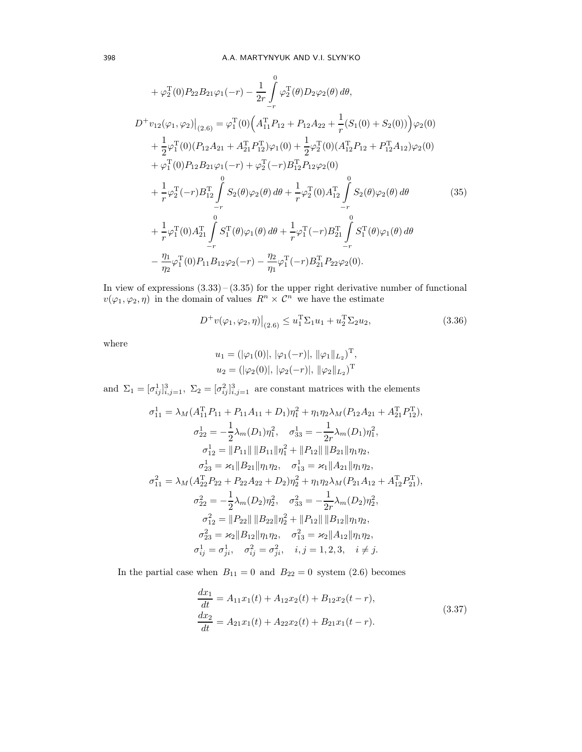$$
+ \varphi_2^{\mathrm{T}}(0)P_{22}B_{21}\varphi_1(-r) - \frac{1}{2r}\int\limits_{-r}^{0} \varphi_2^{\mathrm{T}}(\theta)D_2\varphi_2(\theta)\,d\theta,
$$

$$
\begin{aligned}
D^+v_{12}(\varphi_1,\varphi_2)\big|_{(2.6)} &= \varphi_1^{\mathrm{T}}(0)\Big(A_{11}^{\mathrm{T}}P_{12} + P_{12}A_{22} + \frac{1}{r}(S_1(0)+S_2(0))\Big)\varphi_2(0)\\
&+ \frac{1}{2}\varphi_1^{\mathrm{T}}(0)(P_{12}A_{21} + A_{21}^{\mathrm{T}}P_{12}^{\mathrm{T}})\varphi_1(0) + \frac{1}{2}\varphi_2^{\mathrm{T}}(0)(A_{12}^{\mathrm{T}}P_{12} + P_{12}^{\mathrm{T}}A_{12})\varphi_2(0)\\
&+ \varphi_1^{\mathrm{T}}(0)P_{12}B_{21}\varphi_1(-r) + \varphi_2^{\mathrm{T}}(-r)B_{12}^{\mathrm{T}}P_{12}\varphi_2(0)\\
&+ \frac{1}{r}\varphi_2^{\mathrm{T}}(-r)B_{12}^{\mathrm{T}}\int\limits_{-r}^{0} S_2(\theta)\varphi_2(\theta)\,d\theta + \frac{1}{r}\varphi_2^{\mathrm{T}}(0)A_{12}^{\mathrm{T}}\int\limits_{-r}^{0} S_2(\theta)\varphi_2(\theta)\,d\theta\\
&+ \frac{1}{r}\varphi_1^{\mathrm{T}}(0)A_{21}^{\mathrm{T}}\int\limits_{-r}^{0} S_1^{\mathrm{T}}(\theta)\varphi_1(\theta)\,d\theta + \frac{1}{r}\varphi_1^{\mathrm{T}}(-r)B_{21}^{\mathrm{T}}\int\limits_{-r}^{0} S_1^{\mathrm{T}}(\theta)\varphi_1(\theta)\,d\theta\\
&- \frac{\eta_1}{\eta_2}\varphi_1^{\mathrm{T}}(0)P_{11}B_{12}\varphi_2(-r) - \frac{\eta_2}{\eta_1}\varphi_1^{\mathrm{T}}(-r)B_{21}^{\mathrm{T}}P_{22}\varphi_2(0).
\end{aligned} \tag{35}
$$

In view of expressions (3.33) – (3.35) for the upper right derivative number of functional $v(\varphi_1,\varphi_2,\eta)$ in the domain of values $R^n \times \mathcal{C}^n$ we have the estimate

$$
D^+v(\varphi_1,\varphi_2,\eta)\big|_{(2.6)} \le u_1^{\mathrm{T}}\Sigma_1 u_1 + u_2^{\mathrm{T}}\Sigma_2 u_2, \tag{3.36}
$$

where

$$
u_1 = (|\varphi_1(0)|,\, |\varphi_1(-r)|,\, \|\varphi_1\|_{L_2})^{\mathrm{T}},
$$
$$
u_2 = (|\varphi_2(0)|,\, |\varphi_2(-r)|,\, \|\varphi_2\|_{L_2})^{\mathrm{T}}
$$

and $\Sigma_1 = [\sigma_{ij}^1]_{i,j=1}^3$, $\Sigma_2 = [\sigma_{ij}^2]_{i,j=1}^3$ are constant matrices with the elements

$$
\begin{gathered}
\sigma_{11}^1 = \lambda_M(A_{11}^{\mathrm{T}}P_{11} + P_{11}A_{11} + D_1)\eta_1^2 + \eta_1\eta_2\lambda_M(P_{12}A_{21} + A_{21}^{\mathrm{T}}P_{12}^{\mathrm{T}}),\\
\sigma_{22}^1 = -\frac{1}{2}\lambda_m(D_1)\eta_1^2, \quad \sigma_{33}^1 = -\frac{1}{2r}\lambda_m(D_1)\eta_1^2,\\
\sigma_{12}^1 = \|P_{11}\|\,\|B_{11}\|\eta_1^2 + \|P_{12}\|\,\|B_{21}\|\eta_1\eta_2,\\
\sigma_{23}^1 = \varkappa_1\|B_{21}\|\eta_1\eta_2, \quad \sigma_{13}^1 = \varkappa_1\|A_{21}\|\eta_1\eta_2,\\
\sigma_{11}^2 = \lambda_M(A_{22}^{\mathrm{T}}P_{22} + P_{22}A_{22} + D_2)\eta_2^2 + \eta_1\eta_2\lambda_M(P_{21}A_{12} + A_{12}^{\mathrm{T}}P_{21}^{\mathrm{T}}),\\
\sigma_{22}^2 = -\frac{1}{2}\lambda_m(D_2)\eta_2^2, \quad \sigma_{33}^2 = -\frac{1}{2r}\lambda_m(D_2)\eta_2^2,\\
\sigma_{12}^2 = \|P_{22}\|\,\|B_{22}\|\eta_2^2 + \|P_{12}\|\,\|B_{12}\|\eta_1\eta_2,\\
\sigma_{23}^2 = \varkappa_2\|B_{12}\|\eta_1\eta_2, \quad \sigma_{13}^2 = \varkappa_2\|A_{12}\|\eta_1\eta_2,\\
\sigma_{ij}^1 = \sigma_{ji}^1, \quad \sigma_{ij}^2 = \sigma_{ji}^2, \quad i,j = 1,2,3, \quad i \ne j.
\end{gathered}
$$

In the partial case when $B_{11} = 0$ and $B_{22} = 0$ system (2.6) becomes

$$
\begin{aligned}
\frac{dx_1}{dt} &= A_{11}x_1(t) + A_{12}x_2(t) + B_{12}x_2(t-r),\\
\frac{dx_2}{dt} &= A_{21}x_1(t) + A_{22}x_2(t) + B_{21}x_1(t-r).
\end{aligned} \tag{3.37}
$$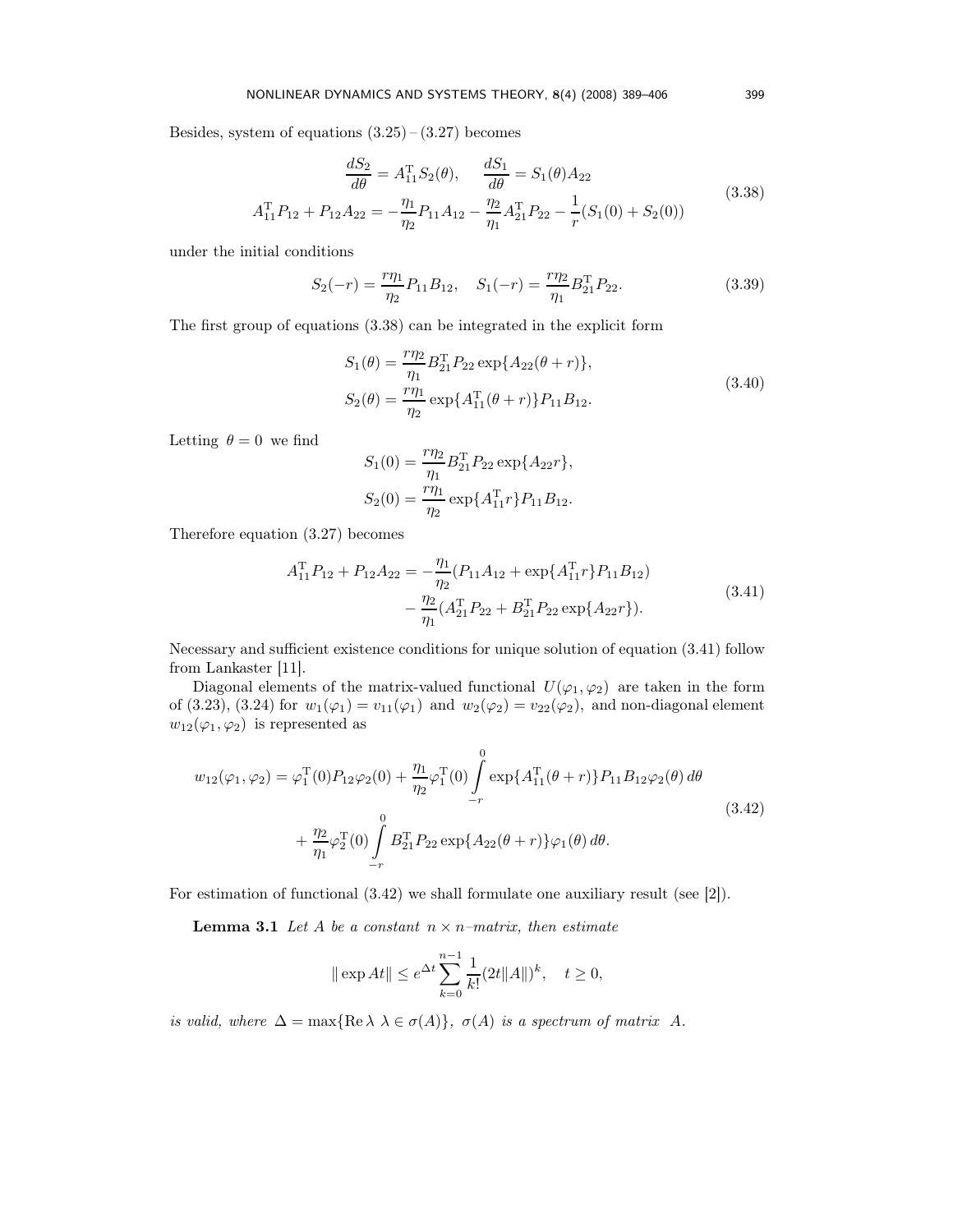Besides, system of equations (3.25) – (3.27) becomes

$$
\begin{gathered}
\frac{dS_2}{d\theta} = A_{11}^{\mathrm{T}} S_2(\theta), \qquad \frac{dS_1}{d\theta} = S_1(\theta) A_{22} \\
A_{11}^{\mathrm{T}} P_{12} + P_{12} A_{22} = -\frac{\eta_1}{\eta_2} P_{11} A_{12} - \frac{\eta_2}{\eta_1} A_{21}^{\mathrm{T}} P_{22} - \frac{1}{r}(S_1(0) + S_2(0))
\end{gathered}
\tag{3.38}
$$

under the initial conditions

$$
S_2(-r) = \frac{r\eta_1}{\eta_2} P_{11} B_{12}, \quad S_1(-r) = \frac{r\eta_2}{\eta_1} B_{21}^{\mathrm{T}} P_{22}. \tag{3.39}
$$

The first group of equations (3.38) can be integrated in the explicit form

$$
\begin{aligned}
S_1(\theta) &= \frac{r\eta_2}{\eta_1} B_{21}^{\mathrm{T}} P_{22} \exp\{A_{22}(\theta + r)\}, \\
S_2(\theta) &= \frac{r\eta_1}{\eta_2} \exp\{A_{11}^{\mathrm{T}}(\theta + r)\} P_{11} B_{12}.
\end{aligned}
\tag{3.40}
$$

Letting $\theta = 0$ we find

$$
\begin{aligned}
S_1(0) &= \frac{r\eta_2}{\eta_1} B_{21}^{\mathrm{T}} P_{22} \exp\{A_{22} r\}, \\
S_2(0) &= \frac{r\eta_1}{\eta_2} \exp\{A_{11}^{\mathrm{T}} r\} P_{11} B_{12}.
\end{aligned}
$$

Therefore equation (3.27) becomes

$$
\begin{aligned}
A_{11}^{\mathrm{T}} P_{12} + P_{12} A_{22} = &-\frac{\eta_1}{\eta_2}(P_{11} A_{12} + \exp\{A_{11}^{\mathrm{T}} r\} P_{11} B_{12}) \\
&- \frac{\eta_2}{\eta_1}(A_{21}^{\mathrm{T}} P_{22} + B_{21}^{\mathrm{T}} P_{22} \exp\{A_{22} r\}).
\end{aligned}
\tag{3.41}
$$

Necessary and sufficient existence conditions for unique solution of equation (3.41) follow from Lankaster [11].

Diagonal elements of the matrix-valued functional $U(\varphi_1, \varphi_2)$ are taken in the form of (3.23), (3.24) for $w_1(\varphi_1) = v_{11}(\varphi_1)$ and $w_2(\varphi_2) = v_{22}(\varphi_2)$, and non-diagonal element $w_{12}(\varphi_1, \varphi_2)$ is represented as

$$
\begin{aligned}
w_{12}(\varphi_1, \varphi_2) = \varphi_1^{\mathrm{T}}(0) P_{12} \varphi_2(0) &+ \frac{\eta_1}{\eta_2} \varphi_1^{\mathrm{T}}(0) \int_{-r}^{0} \exp\{A_{11}^{\mathrm{T}}(\theta + r)\} P_{11} B_{12} \varphi_2(\theta)\, d\theta \\
&+ \frac{\eta_2}{\eta_1} \varphi_2^{\mathrm{T}}(0) \int_{-r}^{0} B_{21}^{\mathrm{T}} P_{22} \exp\{A_{22}(\theta + r)\} \varphi_1(\theta)\, d\theta.
\end{aligned}
\tag{3.42}
$$

For estimation of functional (3.42) we shall formulate one auxiliary result (see [2]).

**Lemma 3.1** *Let $A$ be a constant $n \times n$–matrix, then estimate*

$$
\| \exp At \| \le e^{\Delta t} \sum_{k=0}^{n-1} \frac{1}{k!} (2t\|A\|)^k, \quad t \ge 0,
$$

*is valid, where $\Delta = \max\{\operatorname{Re}\lambda \ \lambda \in \sigma(A)\}$, $\sigma(A)$ is a spectrum of matrix $A$.*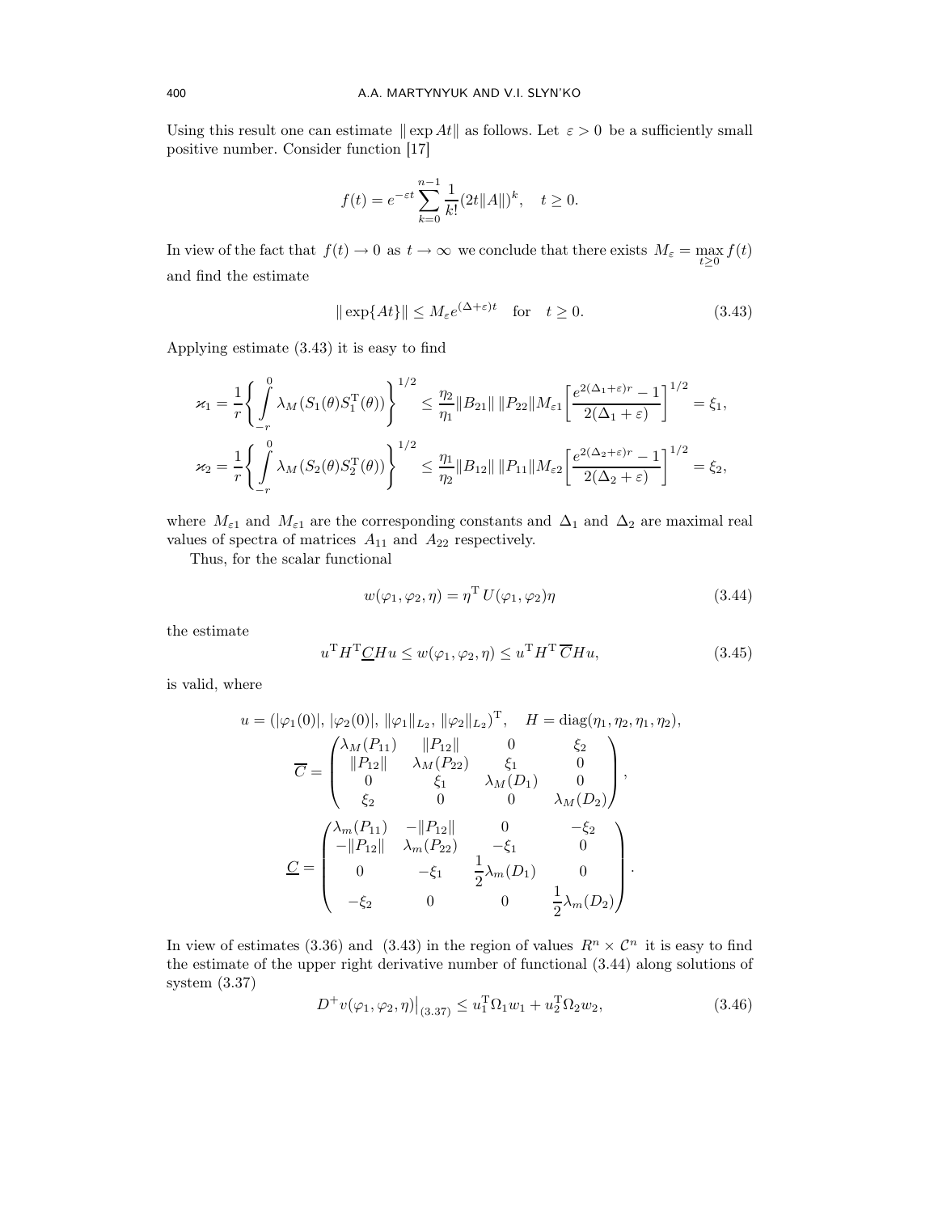Using this result one can estimate $\|\exp At\|$ as follows. Let $\varepsilon > 0$ be a sufficiently small positive number. Consider function [17]

$$f(t) = e^{-\varepsilon t} \sum_{k=0}^{n-1} \frac{1}{k!} (2t\|A\|)^k, \quad t \geq 0.$$

In view of the fact that $f(t) \to 0$ as $t \to \infty$ we conclude that there exists $M_\varepsilon = \max\limits_{t \geq 0} f(t)$ and find the estimate

$$\|\exp\{At\}\| \leq M_\varepsilon e^{(\Delta+\varepsilon)t} \quad \text{for} \quad t \geq 0. \tag{3.43}$$

Applying estimate (3.43) it is easy to find

$$\varkappa_1 = \frac{1}{r}\left\{\int\limits_{-r}^{0} \lambda_M(S_1(\theta)S_1^{\mathrm{T}}(\theta))\right\}^{1/2} \leq \frac{\eta_2}{\eta_1}\|B_{21}\|\,\|P_{22}\|M_{\varepsilon 1}\left[\frac{e^{2(\Delta_1+\varepsilon)r}-1}{2(\Delta_1+\varepsilon)}\right]^{1/2} = \xi_1,$$

$$\varkappa_2 = \frac{1}{r}\left\{\int\limits_{-r}^{0} \lambda_M(S_2(\theta)S_2^{\mathrm{T}}(\theta))\right\}^{1/2} \leq \frac{\eta_1}{\eta_2}\|B_{12}\|\,\|P_{11}\|M_{\varepsilon 2}\left[\frac{e^{2(\Delta_2+\varepsilon)r}-1}{2(\Delta_2+\varepsilon)}\right]^{1/2} = \xi_2,$$

where $M_{\varepsilon 1}$ and $M_{\varepsilon 1}$ are the corresponding constants and $\Delta_1$ and $\Delta_2$ are maximal real values of spectra of matrices $A_{11}$ and $A_{22}$ respectively.

Thus, for the scalar functional

$$w(\varphi_1, \varphi_2, \eta) = \eta^{\mathrm{T}}\, U(\varphi_1, \varphi_2)\eta \tag{3.44}$$

the estimate

$$u^{\mathrm{T}} H^{\mathrm{T}} \underline{C} H u \leq w(\varphi_1, \varphi_2, \eta) \leq u^{\mathrm{T}} H^{\mathrm{T}}\, \overline{C} H u, \tag{3.45}$$

is valid, where

$$u = (|\varphi_1(0)|,\, |\varphi_2(0)|,\, \|\varphi_1\|_{L_2},\, \|\varphi_2\|_{L_2})^{\mathrm{T}}, \quad H = \operatorname{diag}(\eta_1, \eta_2, \eta_1, \eta_2),$$

$$\overline{C} = \begin{pmatrix} \lambda_M(P_{11}) & \|P_{12}\| & 0 & \xi_2 \\ \|P_{12}\| & \lambda_M(P_{22}) & \xi_1 & 0 \\ 0 & \xi_1 & \lambda_M(D_1) & 0 \\ \xi_2 & 0 & 0 & \lambda_M(D_2) \end{pmatrix},$$

$$\underline{C} = \begin{pmatrix} \lambda_m(P_{11}) & -\|P_{12}\| & 0 & -\xi_2 \\ -\|P_{12}\| & \lambda_m(P_{22}) & -\xi_1 & 0 \\ 0 & -\xi_1 & \dfrac{1}{2}\lambda_m(D_1) & 0 \\ -\xi_2 & 0 & 0 & \dfrac{1}{2}\lambda_m(D_2) \end{pmatrix}.$$

In view of estimates (3.36) and (3.43) in the region of values $R^n \times \mathcal{C}^n$ it is easy to find the estimate of the upper right derivative number of functional (3.44) along solutions of system (3.37)

$$D^+ v(\varphi_1, \varphi_2, \eta)\big|_{(3.37)} \leq u_1^{\mathrm{T}} \Omega_1 w_1 + u_2^{\mathrm{T}} \Omega_2 w_2, \tag{3.46}$$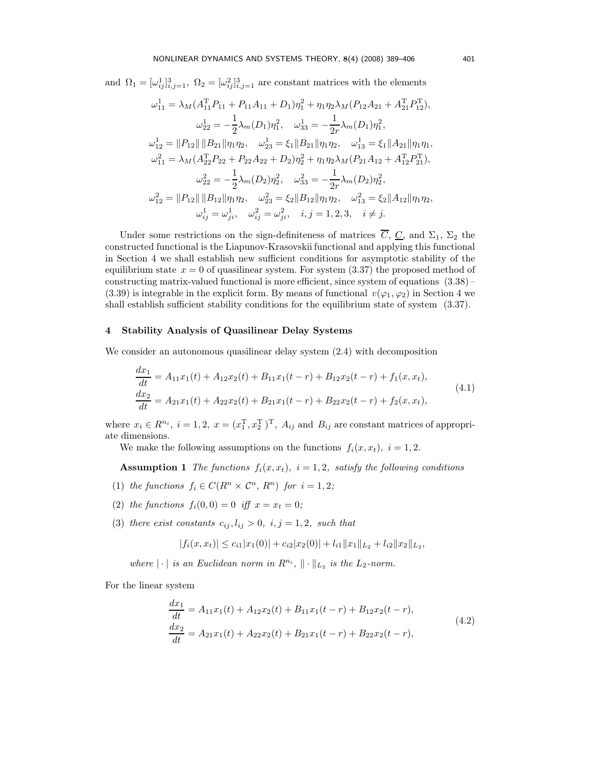and $\Omega_1 = [\omega^1_{ij}]^3_{i,j=1}$, $\Omega_2 = [\omega^2_{ij}]^3_{i,j=1}$ are constant matrices with the elements

$$
\begin{gathered}
\omega^1_{11} = \lambda_M(A^{\mathrm{T}}_{11}P_{11} + P_{11}A_{11} + D_1)\eta^2_1 + \eta_1\eta_2\lambda_M(P_{12}A_{21} + A^{\mathrm{T}}_{21}P^{\mathrm{T}}_{12}), \\
\omega^1_{22} = -\frac{1}{2}\lambda_m(D_1)\eta^2_1, \quad \omega^1_{33} = -\frac{1}{2r}\lambda_m(D_1)\eta^2_1, \\
\omega^1_{12} = \|P_{12}\|\,\|B_{21}\|\eta_1\eta_2, \quad \omega^1_{23} = \xi_1\|B_{21}\|\eta_1\eta_2, \quad \omega^1_{13} = \xi_1\|A_{21}\|\eta_1\eta_1, \\
\omega^2_{11} = \lambda_M(A^{\mathrm{T}}_{22}P_{22} + P_{22}A_{22} + D_2)\eta^2_2 + \eta_1\eta_2\lambda_M(P_{21}A_{12} + A^{\mathrm{T}}_{12}P^{\mathrm{T}}_{21}), \\
\omega^2_{22} = -\frac{1}{2}\lambda_m(D_2)\eta^2_2, \quad \omega^2_{33} = -\frac{1}{2r}\lambda_m(D_2)\eta^2_2, \\
\omega^2_{12} = \|P_{12}\|\,\|B_{12}\|\eta_1\eta_2, \quad \omega^2_{23} = \xi_2\|B_{12}\|\eta_1\eta_2, \quad \omega^2_{13} = \xi_2\|A_{12}\|\eta_1\eta_2, \\
\omega^1_{ij} = \omega^1_{ji}, \quad \omega^2_{ij} = \omega^2_{ji}, \quad i,j = 1,2,3, \quad i \neq j.
\end{gathered}
$$

Under some restrictions on the sign-definiteness of matrices $\overline{C}$, $\underline{C}$, and $\Sigma_1$, $\Sigma_2$ the constructed functional is the Liapunov-Krasovskii functional and applying this functional in Section 4 we shall establish new sufficient conditions for asymptotic stability of the equilibrium state $x = 0$ of quasilinear system. For system (3.37) the proposed method of constructing matrix-valued functional is more efficient, since system of equations (3.38) – (3.39) is integrable in the explicit form. By means of functional $v(\varphi_1, \varphi_2)$ in Section 4 we shall establish sufficient stability conditions for the equilibrium state of system (3.37).

## 4 Stability Analysis of Quasilinear Delay Systems

We consider an autonomous quasilinear delay system (2.4) with decomposition

$$
\begin{aligned}
\frac{dx_1}{dt} &= A_{11}x_1(t) + A_{12}x_2(t) + B_{11}x_1(t-r) + B_{12}x_2(t-r) + f_1(x, x_t), \\
\frac{dx_2}{dt} &= A_{21}x_1(t) + A_{22}x_2(t) + B_{21}x_1(t-r) + B_{22}x_2(t-r) + f_2(x, x_t),
\end{aligned}
\tag{4.1}
$$

where $x_i \in R^{n_i}$, $i = 1,2$, $x = (x^{\mathrm{T}}_1, x^{\mathrm{T}}_2)^{\mathrm{T}}$, $A_{ij}$ and $B_{ij}$ are constant matrices of appropriate dimensions.

We make the following assumptions on the functions $f_i(x, x_t)$, $i = 1,2$.

**Assumption 1** *The functions $f_i(x, x_t)$, $i = 1,2$, satisfy the following conditions*

(1) *the functions $f_i \in C(R^n \times \mathcal{C}^n, R^n)$ for $i = 1,2$;*

(2) *the functions $f_i(0,0) = 0$ iff $x = x_t = 0$;*

(3) *there exist constants $c_{ij}, l_{ij} > 0$, $i,j = 1,2$, such that*

$$
|f_i(x, x_t)| \le c_{i1}|x_1(0)| + c_{i2}|x_2(0)| + l_{i1}\|x_1\|_{L_2} + l_{i2}\|x_2\|_{L_2},
$$

*where $|\cdot|$ is an Euclidean norm in $R^{n_i}$, $\|\cdot\|_{L_2}$ is the $L_2$-norm.*

For the linear system

$$
\begin{aligned}
\frac{dx_1}{dt} &= A_{11}x_1(t) + A_{12}x_2(t) + B_{11}x_1(t-r) + B_{12}x_2(t-r), \\
\frac{dx_2}{dt} &= A_{21}x_1(t) + A_{22}x_2(t) + B_{21}x_1(t-r) + B_{22}x_2(t-r),
\end{aligned}
\tag{4.2}
$$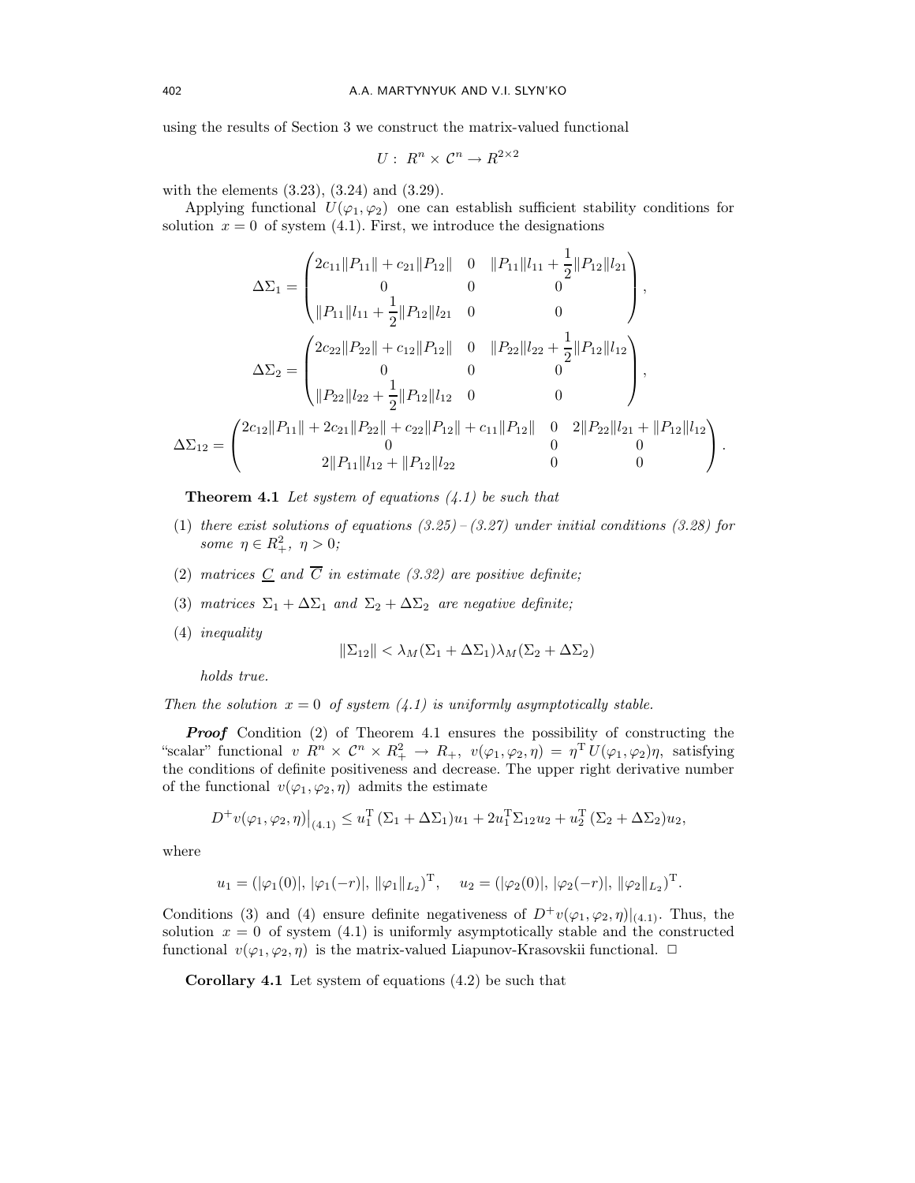using the results of Section 3 we construct the matrix-valued functional

$$U:\ R^n \times \mathcal{C}^n \to R^{2\times 2}$$

with the elements (3.23), (3.24) and (3.29).

Applying functional $U(\varphi_1, \varphi_2)$ one can establish sufficient stability conditions for solution $x = 0$ of system (4.1). First, we introduce the designations

$$\Delta\Sigma_1 = \begin{pmatrix} 2c_{11}\|P_{11}\| + c_{21}\|P_{12}\| & 0 & \|P_{11}\|l_{11} + \dfrac{1}{2}\|P_{12}\|l_{21} \\ 0 & 0 & 0 \\ \|P_{11}\|l_{11} + \dfrac{1}{2}\|P_{12}\|l_{21} & 0 & 0 \end{pmatrix},$$

$$\Delta\Sigma_2 = \begin{pmatrix} 2c_{22}\|P_{22}\| + c_{12}\|P_{12}\| & 0 & \|P_{22}\|l_{22} + \dfrac{1}{2}\|P_{12}\|l_{12} \\ 0 & 0 & 0 \\ \|P_{22}\|l_{22} + \dfrac{1}{2}\|P_{12}\|l_{12} & 0 & 0 \end{pmatrix},$$

$$\Delta\Sigma_{12} = \begin{pmatrix} 2c_{12}\|P_{11}\| + 2c_{21}\|P_{22}\| + c_{22}\|P_{12}\| + c_{11}\|P_{12}\| & 0 & 2\|P_{22}\|l_{21} + \|P_{12}\|l_{12} \\ 0 & 0 & 0 \\ 2\|P_{11}\|l_{12} + \|P_{12}\|l_{22} & 0 & 0 \end{pmatrix}.$$

**Theorem 4.1** *Let system of equations (4.1) be such that*

(1) *there exist solutions of equations (3.25)–(3.27) under initial conditions (3.28) for some $\eta \in R^2_+,\ \eta > 0$;*

(2) *matrices $\underline{C}$ and $\overline{C}$ in estimate (3.32) are positive definite;*

(3) *matrices $\Sigma_1 + \Delta\Sigma_1$ and $\Sigma_2 + \Delta\Sigma_2$ are negative definite;*

(4) *inequality*

$$\|\Sigma_{12}\| < \lambda_M(\Sigma_1 + \Delta\Sigma_1)\lambda_M(\Sigma_2 + \Delta\Sigma_2)$$

*holds true.*

*Then the solution $x = 0$ of system (4.1) is uniformly asymptotically stable.*

***Proof*** Condition (2) of Theorem 4.1 ensures the possibility of constructing the "scalar" functional $v\ R^n \times \mathcal{C}^n \times R^2_+ \to R_+,\ v(\varphi_1, \varphi_2, \eta) = \eta^{\mathrm{T}}\, U(\varphi_1, \varphi_2)\eta,$ satisfying the conditions of definite positiveness and decrease. The upper right derivative number of the functional $v(\varphi_1, \varphi_2, \eta)$ admits the estimate

$$D^+ v(\varphi_1, \varphi_2, \eta)\big|_{(4.1)} \le u_1^{\mathrm{T}}\,(\Sigma_1 + \Delta\Sigma_1)u_1 + 2u_1^{\mathrm{T}}\Sigma_{12}u_2 + u_2^{\mathrm{T}}\,(\Sigma_2 + \Delta\Sigma_2)u_2,$$

where

$$u_1 = (|\varphi_1(0)|,\, |\varphi_1(-r)|,\, \|\varphi_1\|_{L_2})^{\mathrm{T}}, \quad u_2 = (|\varphi_2(0)|,\, |\varphi_2(-r)|,\, \|\varphi_2\|_{L_2})^{\mathrm{T}}.$$

Conditions (3) and (4) ensure definite negativeness of $D^+ v(\varphi_1, \varphi_2, \eta)|_{(4.1)}$. Thus, the solution $x = 0$ of system (4.1) is uniformly asymptotically stable and the constructed functional $v(\varphi_1, \varphi_2, \eta)$ is the matrix-valued Liapunov-Krasovskii functional. $\Box$

**Corollary 4.1** Let system of equations (4.2) be such that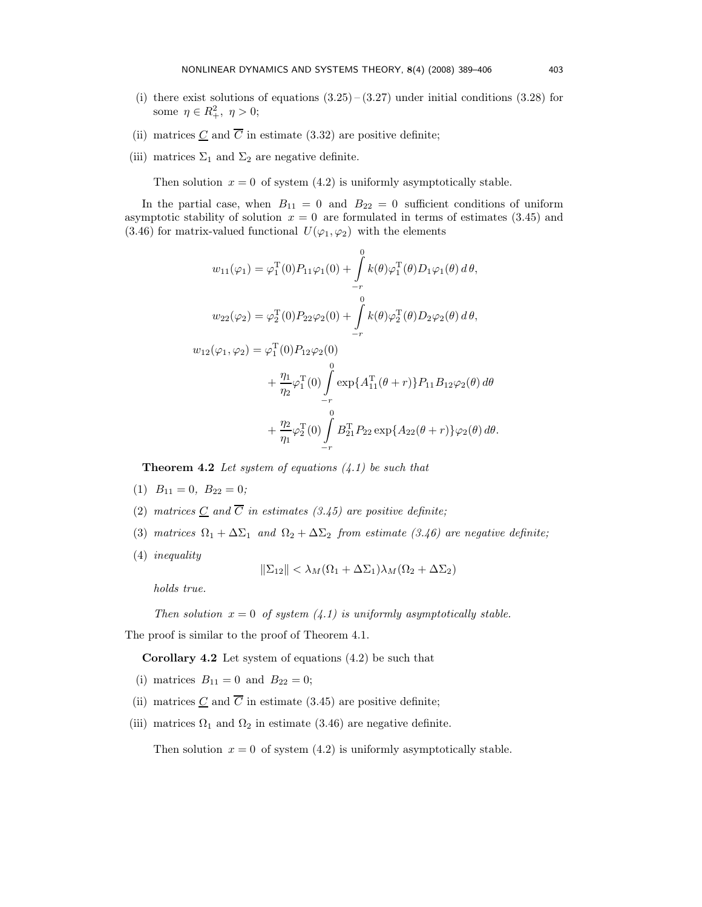(i) there exist solutions of equations (3.25) – (3.27) under initial conditions (3.28) for some $\eta \in R_+^2$, $\eta > 0$;

(ii) matrices $\underline{C}$ and $\overline{C}$ in estimate (3.32) are positive definite;

(iii) matrices $\Sigma_1$ and $\Sigma_2$ are negative definite.

Then solution $x = 0$ of system (4.2) is uniformly asymptotically stable.

In the partial case, when $B_{11} = 0$ and $B_{22} = 0$ sufficient conditions of uniform asymptotic stability of solution $x = 0$ are formulated in terms of estimates (3.45) and (3.46) for matrix-valued functional $U(\varphi_1, \varphi_2)$ with the elements

$$
\begin{aligned}
w_{11}(\varphi_1) &= \varphi_1^{\mathrm{T}}(0)P_{11}\varphi_1(0) + \int_{-r}^{0} k(\theta)\varphi_1^{\mathrm{T}}(\theta)D_1\varphi_1(\theta)\,d\,\theta,\\
w_{22}(\varphi_2) &= \varphi_2^{\mathrm{T}}(0)P_{22}\varphi_2(0) + \int_{-r}^{0} k(\theta)\varphi_2^{\mathrm{T}}(\theta)D_2\varphi_2(\theta)\,d\,\theta,\\
w_{12}(\varphi_1,\varphi_2) &= \varphi_1^{\mathrm{T}}(0)P_{12}\varphi_2(0)\\
&\quad + \frac{\eta_1}{\eta_2}\varphi_1^{\mathrm{T}}(0)\int_{-r}^{0} \exp\{A_{11}^{\mathrm{T}}(\theta + r)\}P_{11}B_{12}\varphi_2(\theta)\,d\theta\\
&\quad + \frac{\eta_2}{\eta_1}\varphi_2^{\mathrm{T}}(0)\int_{-r}^{0} B_{21}^{\mathrm{T}}P_{22}\exp\{A_{22}(\theta + r)\}\varphi_2(\theta)\,d\theta.
\end{aligned}
$$

**Theorem 4.2** *Let system of equations (4.1) be such that*

(1) $B_{11} = 0$, $B_{22} = 0$*;*

(2) *matrices $\underline{C}$ and $\overline{C}$ in estimates (3.45) are positive definite;*

(3) *matrices $\Omega_1 + \Delta\Sigma_1$ and $\Omega_2 + \Delta\Sigma_2$ from estimate (3.46) are negative definite;*

(4) *inequality*

$$\|\Sigma_{12}\| < \lambda_M(\Omega_1 + \Delta\Sigma_1)\lambda_M(\Omega_2 + \Delta\Sigma_2)$$

*holds true.*

*Then solution $x = 0$ of system (4.1) is uniformly asymptotically stable.*

The proof is similar to the proof of Theorem 4.1.

**Corollary 4.2** Let system of equations (4.2) be such that

(i) matrices $B_{11} = 0$ and $B_{22} = 0$;

(ii) matrices $\underline{C}$ and $\overline{C}$ in estimate (3.45) are positive definite;

(iii) matrices $\Omega_1$ and $\Omega_2$ in estimate (3.46) are negative definite.

Then solution $x = 0$ of system (4.2) is uniformly asymptotically stable.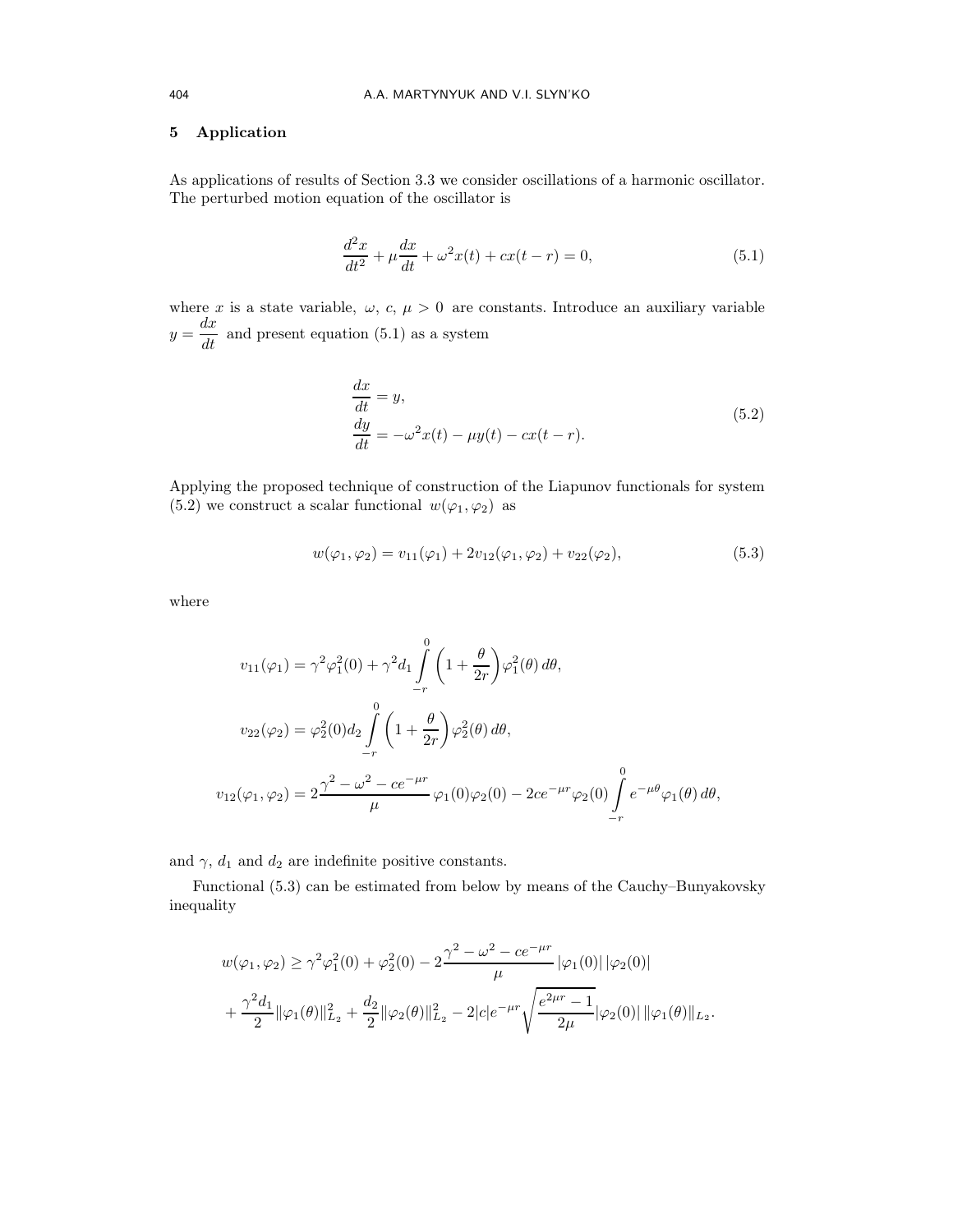## 5 Application

As applications of results of Section 3.3 we consider oscillations of a harmonic oscillator. The perturbed motion equation of the oscillator is

$$\frac{d^2x}{dt^2} + \mu\frac{dx}{dt} + \omega^2 x(t) + cx(t-r) = 0, \tag{5.1}$$

where $x$ is a state variable, $\omega$, $c$, $\mu > 0$ are constants. Introduce an auxiliary variable $y = \dfrac{dx}{dt}$ and present equation (5.1) as a system

$$\begin{aligned} \frac{dx}{dt} &= y, \\ \frac{dy}{dt} &= -\omega^2 x(t) - \mu y(t) - cx(t-r). \end{aligned} \tag{5.2}$$

Applying the proposed technique of construction of the Liapunov functionals for system (5.2) we construct a scalar functional $w(\varphi_1, \varphi_2)$ as

$$w(\varphi_1, \varphi_2) = v_{11}(\varphi_1) + 2v_{12}(\varphi_1, \varphi_2) + v_{22}(\varphi_2), \tag{5.3}$$

where

$$v_{11}(\varphi_1) = \gamma^2\varphi_1^2(0) + \gamma^2 d_1 \int_{-r}^{0} \left(1 + \frac{\theta}{2r}\right)\varphi_1^2(\theta)\, d\theta,$$

$$v_{22}(\varphi_2) = \varphi_2^2(0) d_2 \int_{-r}^{0} \left(1 + \frac{\theta}{2r}\right)\varphi_2^2(\theta)\, d\theta,$$

$$v_{12}(\varphi_1, \varphi_2) = 2\frac{\gamma^2 - \omega^2 - ce^{-\mu r}}{\mu}\, \varphi_1(0)\varphi_2(0) - 2ce^{-\mu r}\varphi_2(0) \int_{-r}^{0} e^{-\mu\theta}\varphi_1(\theta)\, d\theta,$$

and $\gamma$, $d_1$ and $d_2$ are indefinite positive constants.

Functional (5.3) can be estimated from below by means of the Cauchy–Bunyakovsky inequality

$$\begin{aligned} w(\varphi_1, \varphi_2) &\geq \gamma^2\varphi_1^2(0) + \varphi_2^2(0) - 2\frac{\gamma^2 - \omega^2 - ce^{-\mu r}}{\mu}\, |\varphi_1(0)|\, |\varphi_2(0)| \\ &+ \frac{\gamma^2 d_1}{2}\|\varphi_1(\theta)\|_{L_2}^2 + \frac{d_2}{2}\|\varphi_2(\theta)\|_{L_2}^2 - 2|c|e^{-\mu r}\sqrt{\frac{e^{2\mu r} - 1}{2\mu}}|\varphi_2(0)|\, \|\varphi_1(\theta)\|_{L_2}. \end{aligned}$$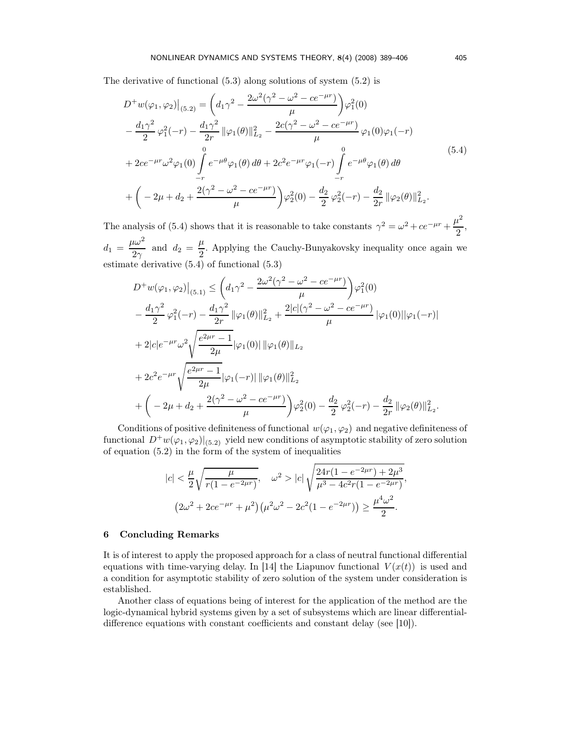The derivative of functional (5.3) along solutions of system (5.2) is

$$
\begin{aligned}
D^+w(\varphi_1,\varphi_2)\big|_{(5.2)} &= \left(d_1\gamma^2 - \frac{2\omega^2(\gamma^2-\omega^2-ce^{-\mu r})}{\mu}\right)\varphi_1^2(0)\\
&- \frac{d_1\gamma^2}{2}\,\varphi_1^2(-r) - \frac{d_1\gamma^2}{2r}\,\|\varphi_1(\theta)\|_{L_2}^2 - \frac{2c(\gamma^2-\omega^2-ce^{-\mu r})}{\mu}\,\varphi_1(0)\varphi_1(-r)\\
&+ 2ce^{-\mu r}\omega^2\varphi_1(0)\int_{-r}^{0} e^{-\mu\theta}\varphi_1(\theta)\,d\theta + 2c^2e^{-\mu r}\varphi_1(-r)\int_{-r}^{0} e^{-\mu\theta}\varphi_1(\theta)\,d\theta\\
&+ \left(-2\mu + d_2 + \frac{2(\gamma^2-\omega^2-ce^{-\mu r})}{\mu}\right)\varphi_2^2(0) - \frac{d_2}{2}\,\varphi_2^2(-r) - \frac{d_2}{2r}\,\|\varphi_2(\theta)\|_{L_2}^2.
\end{aligned}
\tag{5.4}
$$

The analysis of (5.4) shows that it is reasonable to take constants $\gamma^2 = \omega^2 + ce^{-\mu r} + \dfrac{\mu^2}{2}$, $d_1 = \dfrac{\mu\omega^2}{2\gamma}$ and $d_2 = \dfrac{\mu}{2}$. Applying the Cauchy-Bunyakovsky inequality once again we estimate derivative (5.4) of functional (5.3)

$$
\begin{aligned}
D^+w(\varphi_1,\varphi_2)\big|_{(5.1)} &\le \left(d_1\gamma^2 - \frac{2\omega^2(\gamma^2-\omega^2-ce^{-\mu r})}{\mu}\right)\varphi_1^2(0)\\
&- \frac{d_1\gamma^2}{2}\,\varphi_1^2(-r) - \frac{d_1\gamma^2}{2r}\,\|\varphi_1(\theta)\|_{L_2}^2 + \frac{2|c|(\gamma^2-\omega^2-ce^{-\mu r})}{\mu}\,|\varphi_1(0)||\varphi_1(-r)|\\
&+ 2|c|e^{-\mu r}\omega^2\sqrt{\frac{e^{2\mu r}-1}{2\mu}}|\varphi_1(0)|\,\|\varphi_1(\theta)\|_{L_2}\\
&+ 2c^2e^{-\mu r}\sqrt{\frac{e^{2\mu r}-1}{2\mu}}|\varphi_1(-r)|\,\|\varphi_1(\theta)\|_{L_2}^2\\
&+ \left(-2\mu + d_2 + \frac{2(\gamma^2-\omega^2-ce^{-\mu r})}{\mu}\right)\varphi_2^2(0) - \frac{d_2}{2}\,\varphi_2^2(-r) - \frac{d_2}{2r}\,\|\varphi_2(\theta)\|_{L_2}^2.
\end{aligned}
$$

Conditions of positive definiteness of functional $w(\varphi_1,\varphi_2)$ and negative definiteness of functional $D^+w(\varphi_1,\varphi_2)|_{(5.2)}$ yield new conditions of asymptotic stability of zero solution of equation (5.2) in the form of the system of inequalities

$$
|c| < \frac{\mu}{2}\sqrt{\frac{\mu}{r(1-e^{-2\mu r})}}, \quad \omega^2 > |c|\sqrt{\frac{24r(1-e^{-2\mu r})+2\mu^3}{\mu^3-4c^2r(1-e^{-2\mu r})}},
$$

$$
\left(2\omega^2 + 2ce^{-\mu r} + \mu^2\right)\left(\mu^2\omega^2 - 2c^2(1-e^{-2\mu r})\right) \ge \frac{\mu^4\omega^2}{2}.
$$

## 6 Concluding Remarks

It is of interest to apply the proposed approach for a class of neutral functional differential equations with time-varying delay. In [14] the Liapunov functional $V(x(t))$ is used and a condition for asymptotic stability of zero solution of the system under consideration is established.

Another class of equations being of interest for the application of the method are the logic-dynamical hybrid systems given by a set of subsystems which are linear differential-difference equations with constant coefficients and constant delay (see [10]).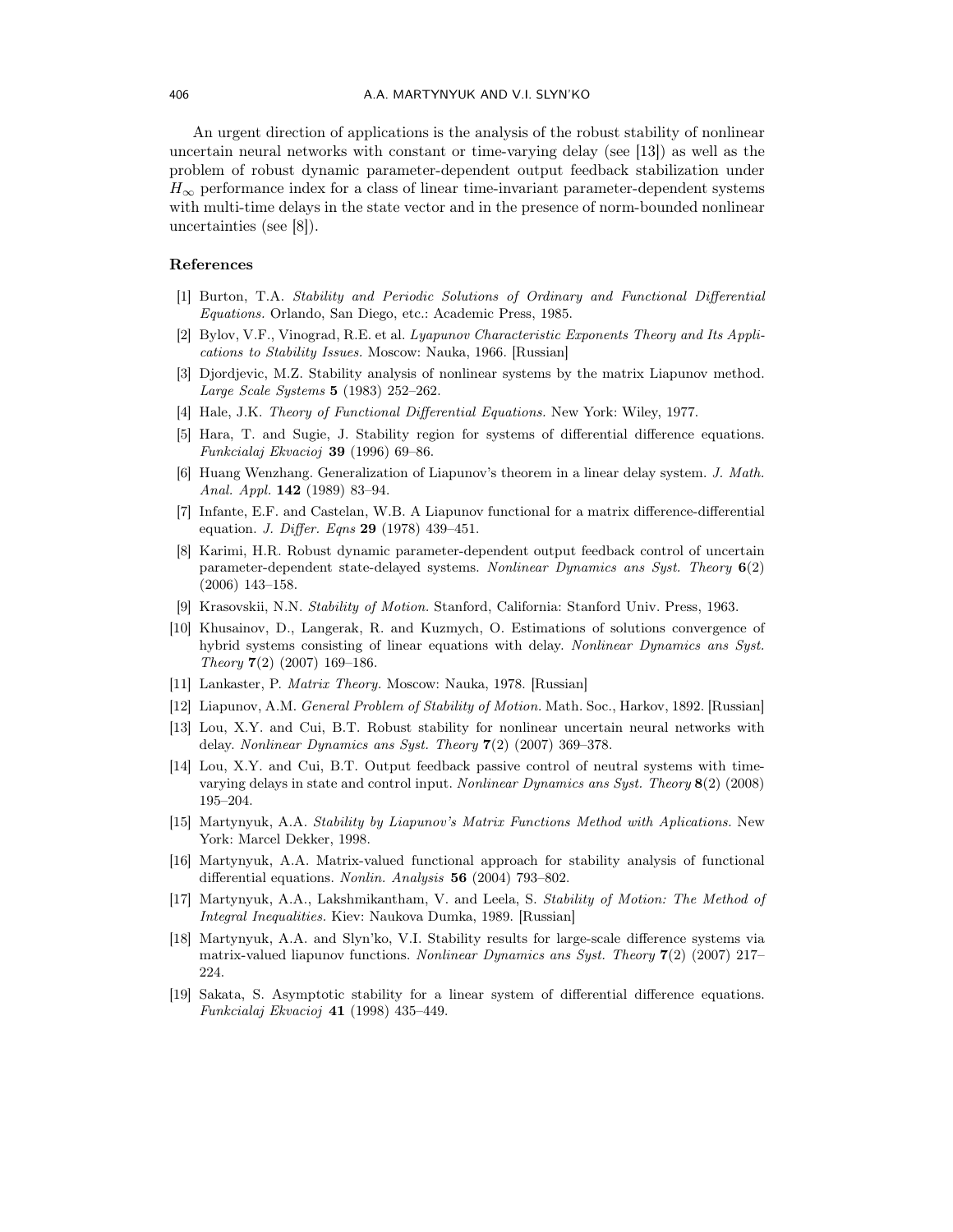An urgent direction of applications is the analysis of the robust stability of nonlinear uncertain neural networks with constant or time-varying delay (see [13]) as well as the problem of robust dynamic parameter-dependent output feedback stabilization under $H_\infty$ performance index for a class of linear time-invariant parameter-dependent systems with multi-time delays in the state vector and in the presence of norm-bounded nonlinear uncertainties (see [8]).

## References

[1] Burton, T.A. *Stability and Periodic Solutions of Ordinary and Functional Differential Equations.* Orlando, San Diego, etc.: Academic Press, 1985.

[2] Bylov, V.F., Vinograd, R.E. et al. *Lyapunov Characteristic Exponents Theory and Its Applications to Stability Issues.* Moscow: Nauka, 1966. [Russian]

[3] Djordjevic, M.Z. Stability analysis of nonlinear systems by the matrix Liapunov method. *Large Scale Systems* **5** (1983) 252–262.

[4] Hale, J.K. *Theory of Functional Differential Equations.* New York: Wiley, 1977.

[5] Hara, T. and Sugie, J. Stability region for systems of differential difference equations. *Funkcialaj Ekvacioj* **39** (1996) 69–86.

[6] Huang Wenzhang. Generalization of Liapunov's theorem in a linear delay system. *J. Math. Anal. Appl.* **142** (1989) 83–94.

[7] Infante, E.F. and Castelan, W.B. A Liapunov functional for a matrix difference-differential equation. *J. Differ. Eqns* **29** (1978) 439–451.

[8] Karimi, H.R. Robust dynamic parameter-dependent output feedback control of uncertain parameter-dependent state-delayed systems. *Nonlinear Dynamics ans Syst. Theory* **6**(2) (2006) 143–158.

[9] Krasovskii, N.N. *Stability of Motion.* Stanford, California: Stanford Univ. Press, 1963.

[10] Khusainov, D., Langerak, R. and Kuzmych, O. Estimations of solutions convergence of hybrid systems consisting of linear equations with delay. *Nonlinear Dynamics ans Syst. Theory* **7**(2) (2007) 169–186.

[11] Lankaster, P. *Matrix Theory.* Moscow: Nauka, 1978. [Russian]

[12] Liapunov, A.M. *General Problem of Stability of Motion.* Math. Soc., Harkov, 1892. [Russian]

[13] Lou, X.Y. and Cui, B.T. Robust stability for nonlinear uncertain neural networks with delay. *Nonlinear Dynamics ans Syst. Theory* **7**(2) (2007) 369–378.

[14] Lou, X.Y. and Cui, B.T. Output feedback passive control of neutral systems with time-varying delays in state and control input. *Nonlinear Dynamics ans Syst. Theory* **8**(2) (2008) 195–204.

[15] Martynyuk, A.A. *Stability by Liapunov's Matrix Functions Method with Aplications.* New York: Marcel Dekker, 1998.

[16] Martynyuk, A.A. Matrix-valued functional approach for stability analysis of functional differential equations. *Nonlin. Analysis* **56** (2004) 793–802.

[17] Martynyuk, A.A., Lakshmikantham, V. and Leela, S. *Stability of Motion: The Method of Integral Inequalities.* Kiev: Naukova Dumka, 1989. [Russian]

[18] Martynyuk, A.A. and Slyn'ko, V.I. Stability results for large-scale difference systems via matrix-valued liapunov functions. *Nonlinear Dynamics ans Syst. Theory* **7**(2) (2007) 217–224.

[19] Sakata, S. Asymptotic stability for a linear system of differential difference equations. *Funkcialaj Ekvacioj* **41** (1998) 435–449.